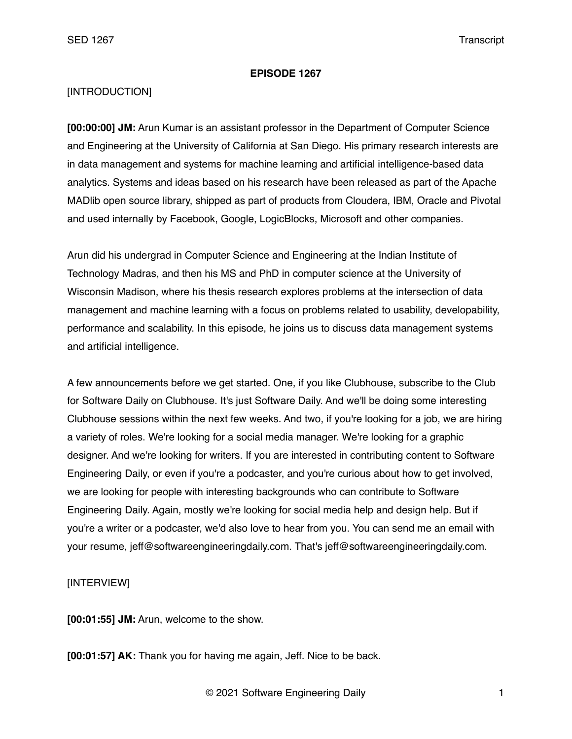# EPISODE 1267

[INTRODUCTION]

**[00:00:00] JM:** Arun Kumar is an assistant professor in the Department of Computer Science and Engineering at the University of California at San Diego. His primary research interests are in data management and systems for machine learning and artificial intelligence-based data analytics. Systems and ideas based on his research have been released as part of the Apache MADlib open source library, shipped as part of products from Cloudera, IBM, Oracle and Pivotal and used internally by Facebook, Google, LogicBlocks, Microsoft and other companies.

Arun did his undergrad in Computer Science and Engineering at the Indian Institute of Technology Madras, and then his MS and PhD in computer science at the University of Wisconsin Madison, where his thesis research explores problems at the intersection of data management and machine learning with a focus on problems related to usability, developability, performance and scalability. In this episode, he joins us to discuss data management systems and artificial intelligence.

A few announcements before we get started. One, if you like Clubhouse, subscribe to the Club for Software Daily on Clubhouse. It's just Software Daily. And we'll be doing some interesting Clubhouse sessions within the next few weeks. And two, if you're looking for a job, we are hiring a variety of roles. We're looking for a social media manager. We're looking for a graphic designer. And we're looking for writers. If you are interested in contributing content to Software Engineering Daily, or even if you're a podcaster, and you're curious about how to get involved, we are looking for people with interesting backgrounds who can contribute to Software Engineering Daily. Again, mostly we're looking for social media help and design help. But if you're a writer or a podcaster, we'd also love to hear from you. You can send me an email with your resume, jeff@softwareengineeringdaily.com. That's jeff@softwareengineeringdaily.com.

[INTERVIEW]

**[00:01:55] JM:** Arun, welcome to the show.

**[00:01:57] AK:** Thank you for having me again, Jeff. Nice to be back.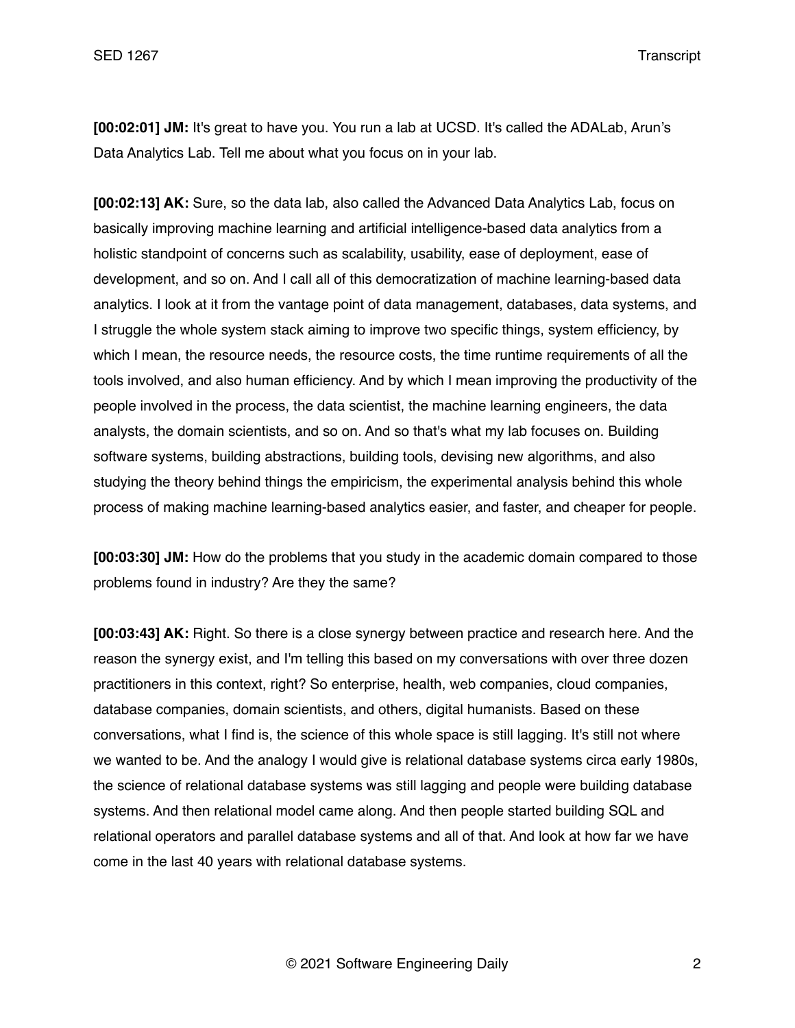**[00:02:01] JM:** It's great to have you. You run a lab at UCSD. It's called the ADALab, Arun's Data Analytics Lab. Tell me about what you focus on in your lab.

**[00:02:13] AK:** Sure, so the data lab, also called the Advanced Data Analytics Lab, focus on basically improving machine learning and artificial intelligence-based data analytics from a holistic standpoint of concerns such as scalability, usability, ease of deployment, ease of development, and so on. And I call all of this democratization of machine learning-based data analytics. I look at it from the vantage point of data management, databases, data systems, and I struggle the whole system stack aiming to improve two specific things, system efficiency, by which I mean, the resource needs, the resource costs, the time runtime requirements of all the tools involved, and also human efficiency. And by which I mean improving the productivity of the people involved in the process, the data scientist, the machine learning engineers, the data analysts, the domain scientists, and so on. And so that's what my lab focuses on. Building software systems, building abstractions, building tools, devising new algorithms, and also studying the theory behind things the empiricism, the experimental analysis behind this whole process of making machine learning-based analytics easier, and faster, and cheaper for people.

**[00:03:30] JM:** How do the problems that you study in the academic domain compared to those problems found in industry? Are they the same?

**[00:03:43] AK:** Right. So there is a close synergy between practice and research here. And the reason the synergy exist, and I'm telling this based on my conversations with over three dozen practitioners in this context, right? So enterprise, health, web companies, cloud companies, database companies, domain scientists, and others, digital humanists. Based on these conversations, what I find is, the science of this whole space is still lagging. It's still not where we wanted to be. And the analogy I would give is relational database systems circa early 1980s, the science of relational database systems was still lagging and people were building database systems. And then relational model came along. And then people started building SQL and relational operators and parallel database systems and all of that. And look at how far we have come in the last 40 years with relational database systems.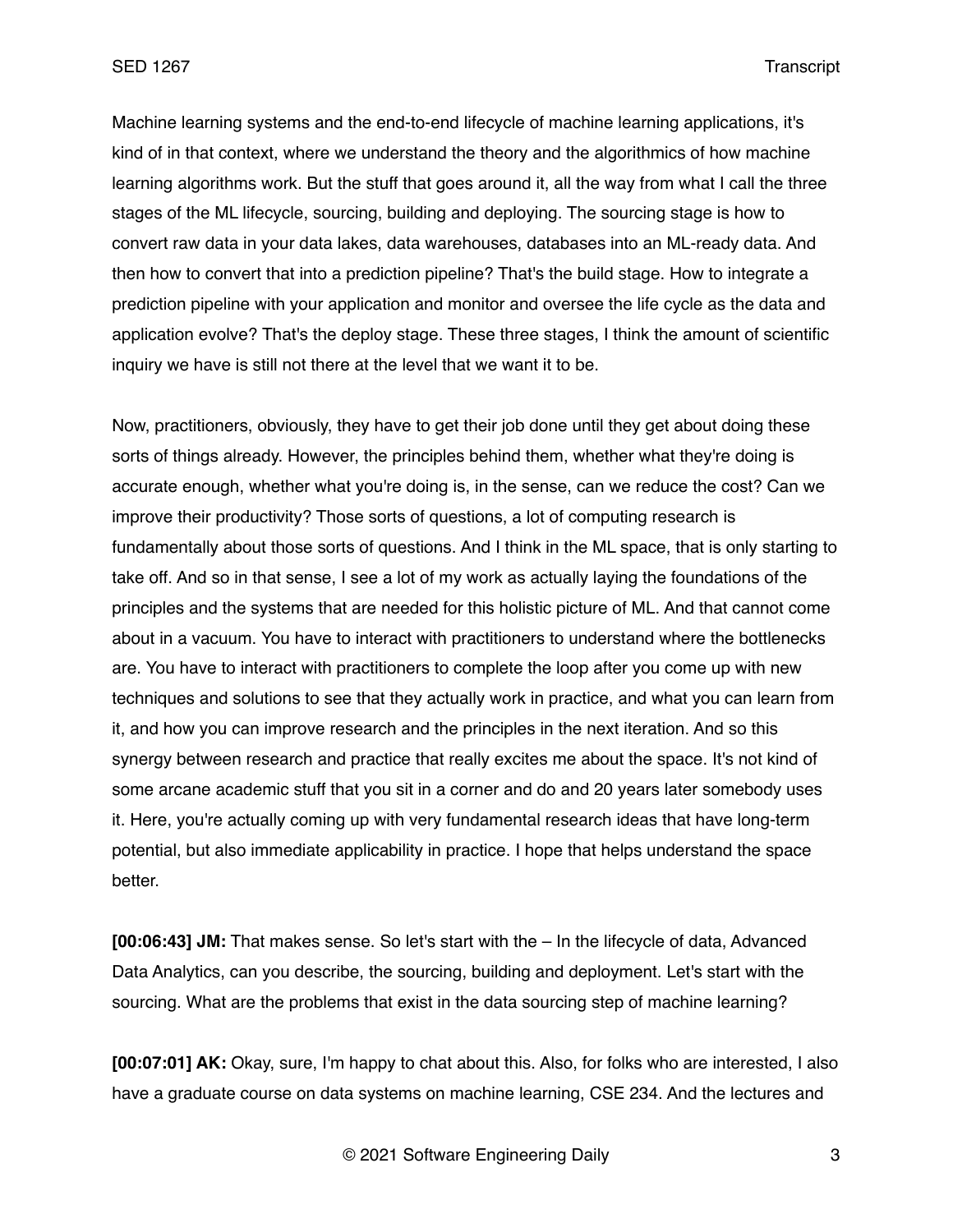Machine learning systems and the end-to-end lifecycle of machine learning applications, it's kind of in that context, where we understand the theory and the algorithmics of how machine learning algorithms work. But the stuff that goes around it, all the way from what I call the three stages of the ML lifecycle, sourcing, building and deploying. The sourcing stage is how to convert raw data in your data lakes, data warehouses, databases into an ML-ready data. And then how to convert that into a prediction pipeline? That's the build stage. How to integrate a prediction pipeline with your application and monitor and oversee the life cycle as the data and application evolve? That's the deploy stage. These three stages, I think the amount of scientific inquiry we have is still not there at the level that we want it to be.

Now, practitioners, obviously, they have to get their job done until they get about doing these sorts of things already. However, the principles behind them, whether what they're doing is accurate enough, whether what you're doing is, in the sense, can we reduce the cost? Can we improve their productivity? Those sorts of questions, a lot of computing research is fundamentally about those sorts of questions. And I think in the ML space, that is only starting to take off. And so in that sense, I see a lot of my work as actually laying the foundations of the principles and the systems that are needed for this holistic picture of ML. And that cannot come about in a vacuum. You have to interact with practitioners to understand where the bottlenecks are. You have to interact with practitioners to complete the loop after you come up with new techniques and solutions to see that they actually work in practice, and what you can learn from it, and how you can improve research and the principles in the next iteration. And so this synergy between research and practice that really excites me about the space. It's not kind of some arcane academic stuff that you sit in a corner and do and 20 years later somebody uses it. Here, you're actually coming up with very fundamental research ideas that have long-term potential, but also immediate applicability in practice. I hope that helps understand the space better.

**[00:06:43] JM:** That makes sense. So let's start with the – In the lifecycle of data, Advanced Data Analytics, can you describe, the sourcing, building and deployment. Let's start with the sourcing. What are the problems that exist in the data sourcing step of machine learning?

**[00:07:01] AK:** Okay, sure, I'm happy to chat about this. Also, for folks who are interested, I also have a graduate course on data systems on machine learning, CSE 234. And the lectures and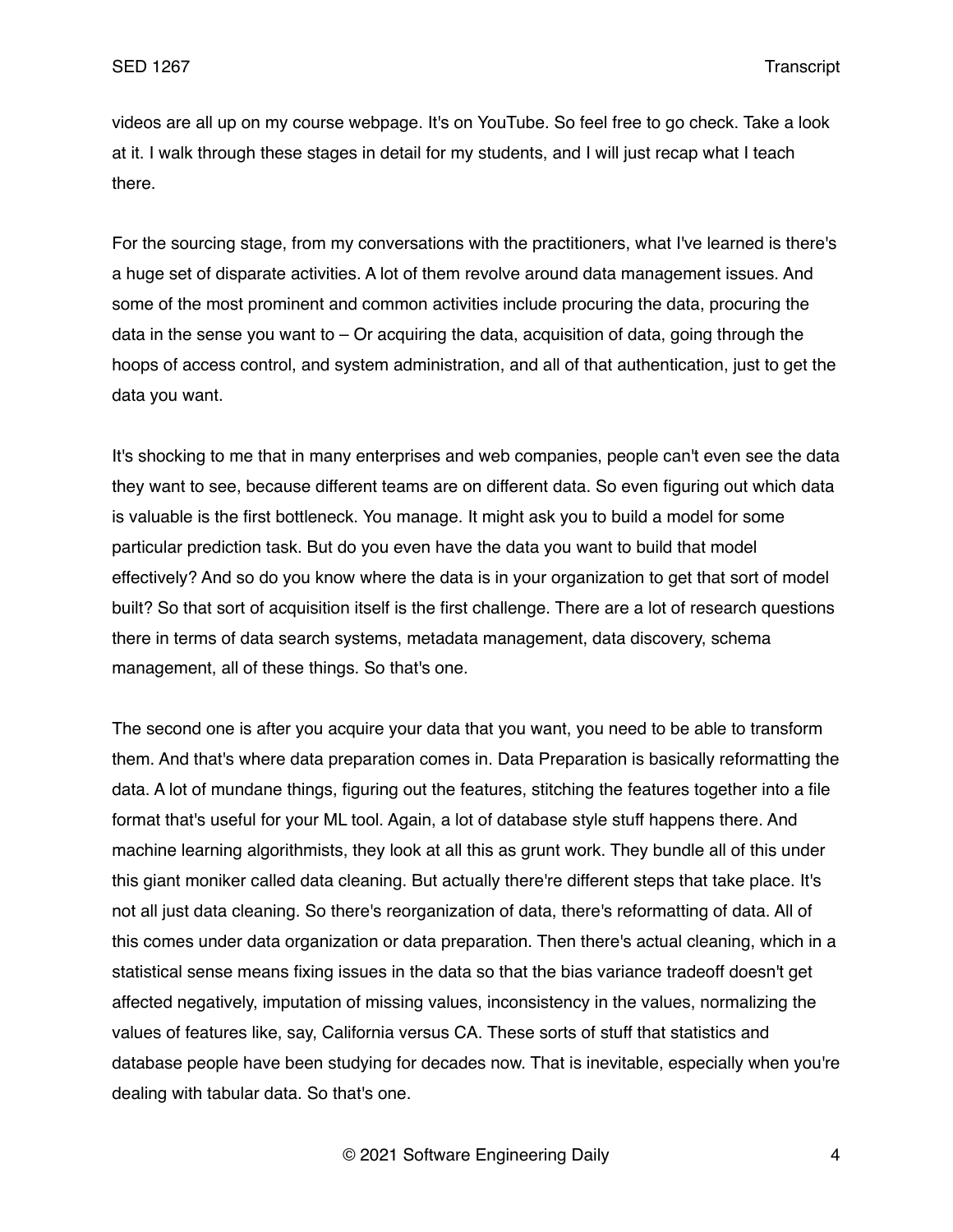videos are all up on my course webpage. It's on YouTube. So feel free to go check. Take a look at it. I walk through these stages in detail for my students, and I will just recap what I teach there.

For the sourcing stage, from my conversations with the practitioners, what I've learned is there's a huge set of disparate activities. A lot of them revolve around data management issues. And some of the most prominent and common activities include procuring the data, procuring the data in the sense you want to – Or acquiring the data, acquisition of data, going through the hoops of access control, and system administration, and all of that authentication, just to get the data you want.

It's shocking to me that in many enterprises and web companies, people can't even see the data they want to see, because different teams are on different data. So even figuring out which data is valuable is the first bottleneck. You manage. It might ask you to build a model for some particular prediction task. But do you even have the data you want to build that model effectively? And so do you know where the data is in your organization to get that sort of model built? So that sort of acquisition itself is the first challenge. There are a lot of research questions there in terms of data search systems, metadata management, data discovery, schema management, all of these things. So that's one.

The second one is after you acquire your data that you want, you need to be able to transform them. And that's where data preparation comes in. Data Preparation is basically reformatting the data. A lot of mundane things, figuring out the features, stitching the features together into a file format that's useful for your ML tool. Again, a lot of database style stuff happens there. And machine learning algorithmists, they look at all this as grunt work. They bundle all of this under this giant moniker called data cleaning. But actually there're different steps that take place. It's not all just data cleaning. So there's reorganization of data, there's reformatting of data. All of this comes under data organization or data preparation. Then there's actual cleaning, which in a statistical sense means fixing issues in the data so that the bias variance tradeoff doesn't get affected negatively, imputation of missing values, inconsistency in the values, normalizing the values of features like, say, California versus CA. These sorts of stuff that statistics and database people have been studying for decades now. That is inevitable, especially when you're dealing with tabular data. So that's one.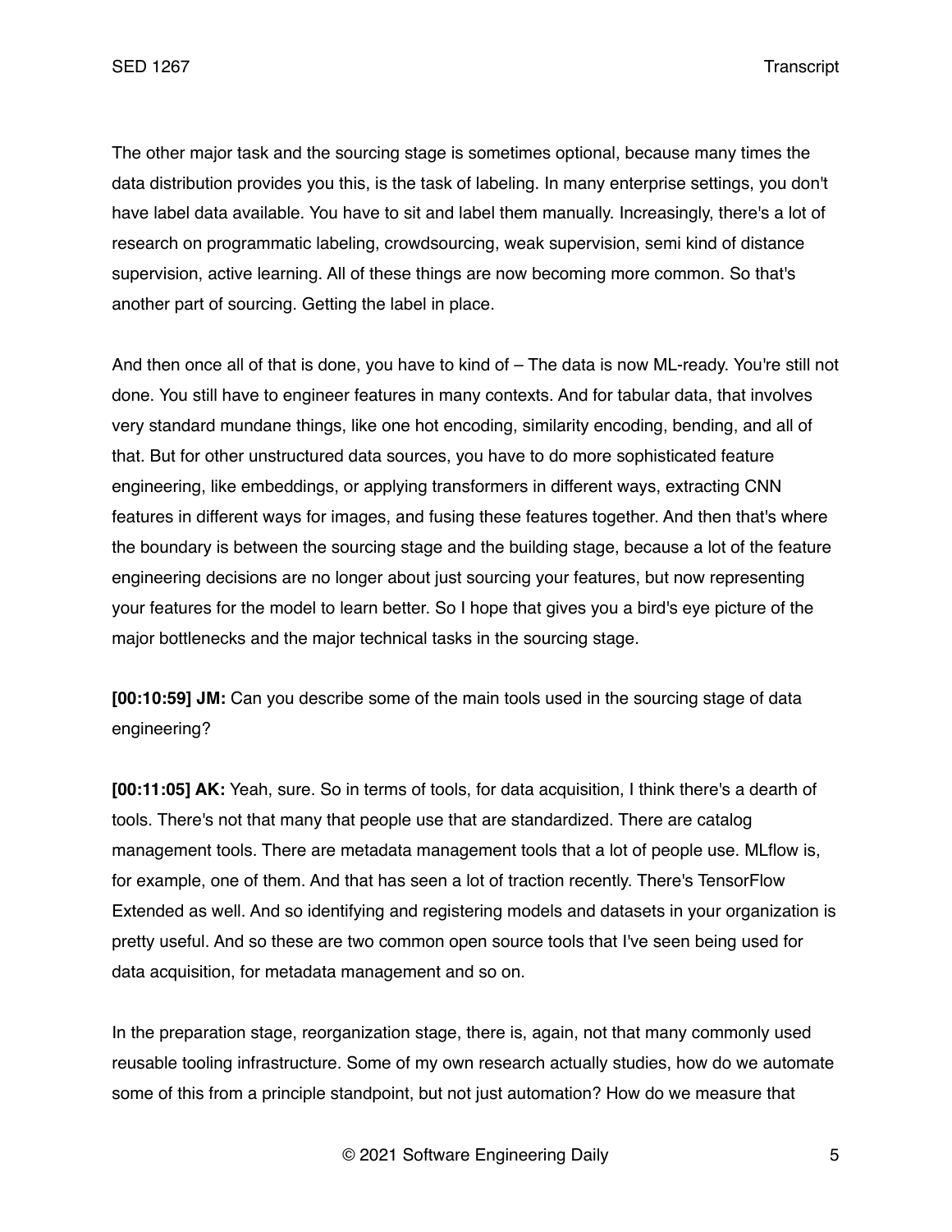The other major task and the sourcing stage is sometimes optional, because many times the data distribution provides you this, is the task of labeling. In many enterprise settings, you don't have label data available. You have to sit and label them manually. Increasingly, there's a lot of research on programmatic labeling, crowdsourcing, weak supervision, semi kind of distance supervision, active learning. All of these things are now becoming more common. So that's another part of sourcing. Getting the label in place.

And then once all of that is done, you have to kind of – The data is now ML-ready. You're still not done. You still have to engineer features in many contexts. And for tabular data, that involves very standard mundane things, like one hot encoding, similarity encoding, bending, and all of that. But for other unstructured data sources, you have to do more sophisticated feature engineering, like embeddings, or applying transformers in different ways, extracting CNN features in different ways for images, and fusing these features together. And then that's where the boundary is between the sourcing stage and the building stage, because a lot of the feature engineering decisions are no longer about just sourcing your features, but now representing your features for the model to learn better. So I hope that gives you a bird's eye picture of the major bottlenecks and the major technical tasks in the sourcing stage.

**[00:10:59] JM:** Can you describe some of the main tools used in the sourcing stage of data engineering?

**[00:11:05] AK:** Yeah, sure. So in terms of tools, for data acquisition, I think there's a dearth of tools. There's not that many that people use that are standardized. There are catalog management tools. There are metadata management tools that a lot of people use. MLflow is, for example, one of them. And that has seen a lot of traction recently. There's TensorFlow Extended as well. And so identifying and registering models and datasets in your organization is pretty useful. And so these are two common open source tools that I've seen being used for data acquisition, for metadata management and so on.

In the preparation stage, reorganization stage, there is, again, not that many commonly used reusable tooling infrastructure. Some of my own research actually studies, how do we automate some of this from a principle standpoint, but not just automation? How do we measure that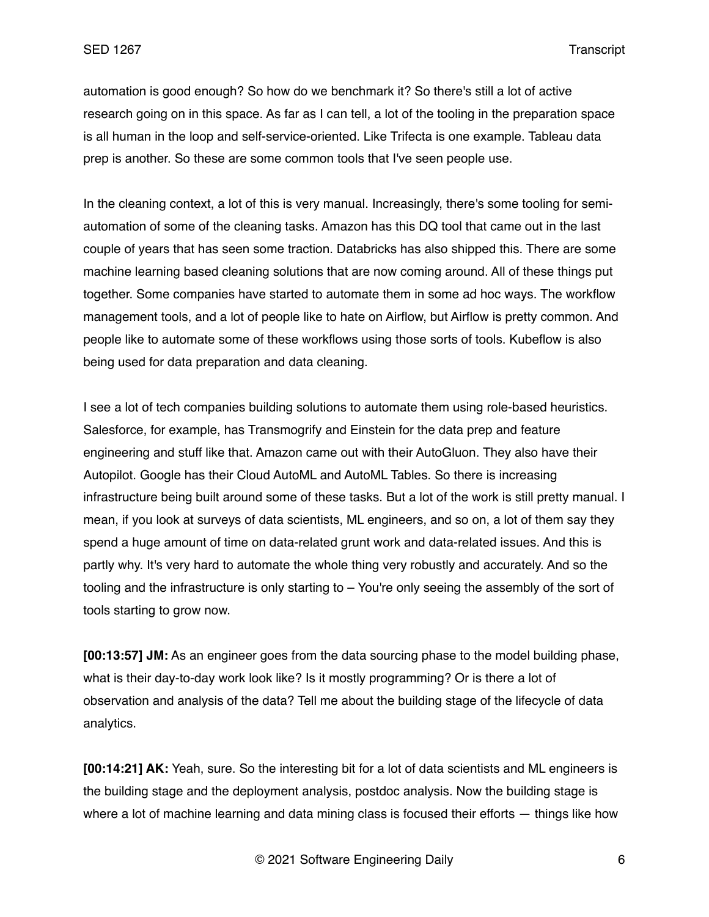automation is good enough? So how do we benchmark it? So there's still a lot of active research going on in this space. As far as I can tell, a lot of the tooling in the preparation space is all human in the loop and self-service-oriented. Like Trifecta is one example. Tableau data prep is another. So these are some common tools that I've seen people use.

In the cleaning context, a lot of this is very manual. Increasingly, there's some tooling for semi-automation of some of the cleaning tasks. Amazon has this DQ tool that came out in the last couple of years that has seen some traction. Databricks has also shipped this. There are some machine learning based cleaning solutions that are now coming around. All of these things put together. Some companies have started to automate them in some ad hoc ways. The workflow management tools, and a lot of people like to hate on Airflow, but Airflow is pretty common. And people like to automate some of these workflows using those sorts of tools. Kubeflow is also being used for data preparation and data cleaning.

I see a lot of tech companies building solutions to automate them using role-based heuristics. Salesforce, for example, has Transmogrify and Einstein for the data prep and feature engineering and stuff like that. Amazon came out with their AutoGluon. They also have their Autopilot. Google has their Cloud AutoML and AutoML Tables. So there is increasing infrastructure being built around some of these tasks. But a lot of the work is still pretty manual. I mean, if you look at surveys of data scientists, ML engineers, and so on, a lot of them say they spend a huge amount of time on data-related grunt work and data-related issues. And this is partly why. It's very hard to automate the whole thing very robustly and accurately. And so the tooling and the infrastructure is only starting to – You're only seeing the assembly of the sort of tools starting to grow now.

**[00:13:57] JM:** As an engineer goes from the data sourcing phase to the model building phase, what is their day-to-day work look like? Is it mostly programming? Or is there a lot of observation and analysis of the data? Tell me about the building stage of the lifecycle of data analytics.

**[00:14:21] AK:** Yeah, sure. So the interesting bit for a lot of data scientists and ML engineers is the building stage and the deployment analysis, postdoc analysis. Now the building stage is where a lot of machine learning and data mining class is focused their efforts — things like how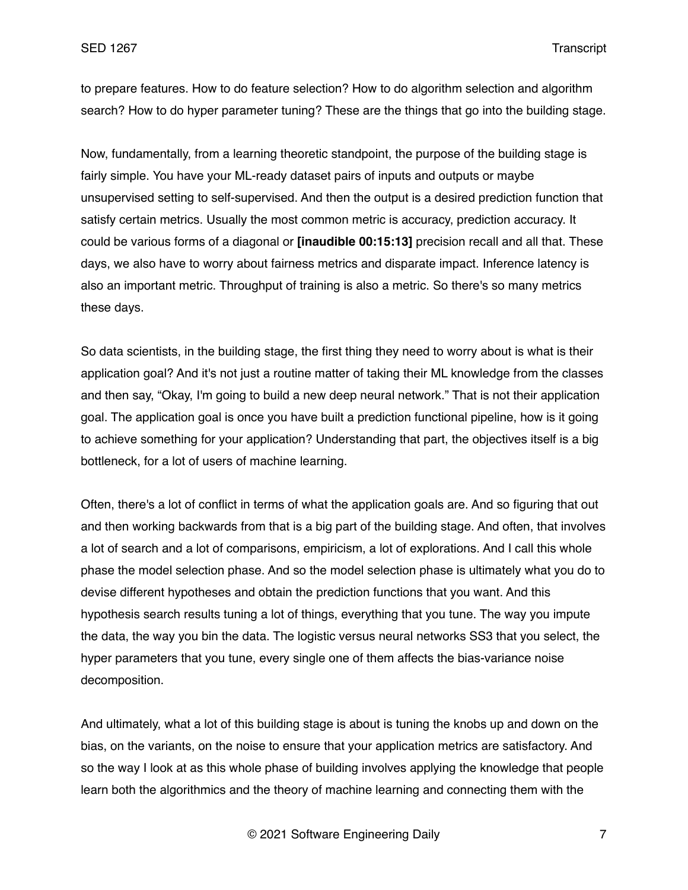to prepare features. How to do feature selection? How to do algorithm selection and algorithm search? How to do hyper parameter tuning? These are the things that go into the building stage.

Now, fundamentally, from a learning theoretic standpoint, the purpose of the building stage is fairly simple. You have your ML-ready dataset pairs of inputs and outputs or maybe unsupervised setting to self-supervised. And then the output is a desired prediction function that satisfy certain metrics. Usually the most common metric is accuracy, prediction accuracy. It could be various forms of a diagonal or **[inaudible 00:15:13]** precision recall and all that. These days, we also have to worry about fairness metrics and disparate impact. Inference latency is also an important metric. Throughput of training is also a metric. So there's so many metrics these days.

So data scientists, in the building stage, the first thing they need to worry about is what is their application goal? And it's not just a routine matter of taking their ML knowledge from the classes and then say, "Okay, I'm going to build a new deep neural network." That is not their application goal. The application goal is once you have built a prediction functional pipeline, how is it going to achieve something for your application? Understanding that part, the objectives itself is a big bottleneck, for a lot of users of machine learning.

Often, there's a lot of conflict in terms of what the application goals are. And so figuring that out and then working backwards from that is a big part of the building stage. And often, that involves a lot of search and a lot of comparisons, empiricism, a lot of explorations. And I call this whole phase the model selection phase. And so the model selection phase is ultimately what you do to devise different hypotheses and obtain the prediction functions that you want. And this hypothesis search results tuning a lot of things, everything that you tune. The way you impute the data, the way you bin the data. The logistic versus neural networks SS3 that you select, the hyper parameters that you tune, every single one of them affects the bias-variance noise decomposition.

And ultimately, what a lot of this building stage is about is tuning the knobs up and down on the bias, on the variants, on the noise to ensure that your application metrics are satisfactory. And so the way I look at as this whole phase of building involves applying the knowledge that people learn both the algorithmics and the theory of machine learning and connecting them with the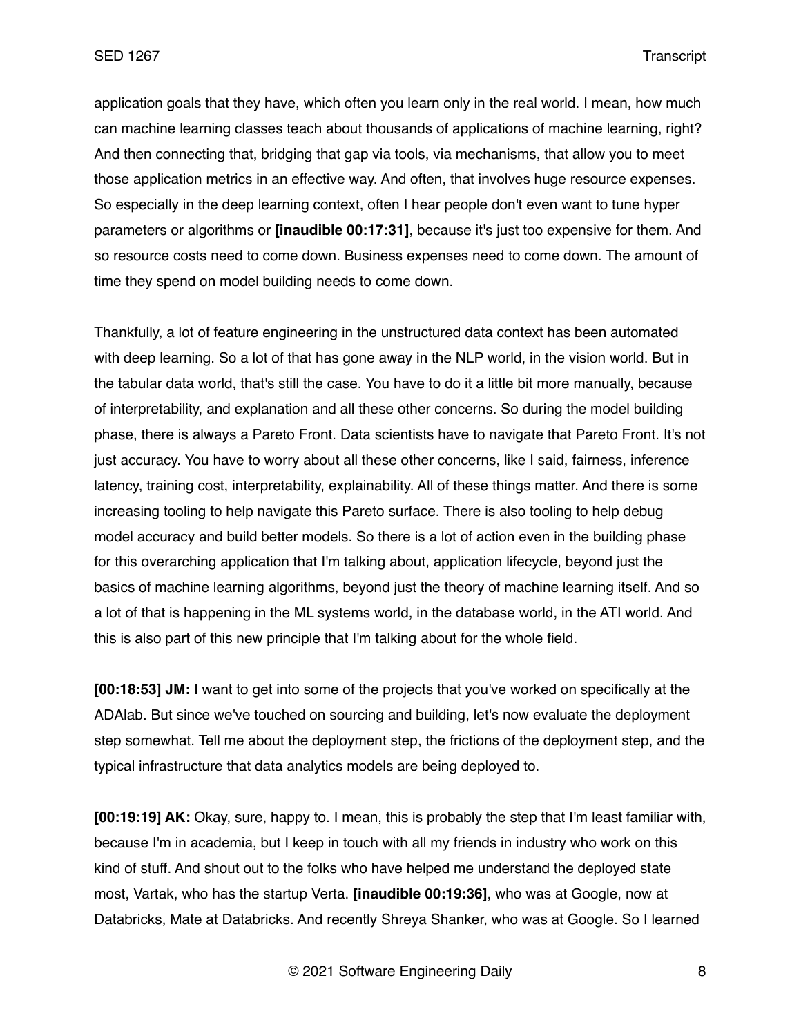application goals that they have, which often you learn only in the real world. I mean, how much can machine learning classes teach about thousands of applications of machine learning, right? And then connecting that, bridging that gap via tools, via mechanisms, that allow you to meet those application metrics in an effective way. And often, that involves huge resource expenses. So especially in the deep learning context, often I hear people don't even want to tune hyper parameters or algorithms or **[inaudible 00:17:31]**, because it's just too expensive for them. And so resource costs need to come down. Business expenses need to come down. The amount of time they spend on model building needs to come down.

Thankfully, a lot of feature engineering in the unstructured data context has been automated with deep learning. So a lot of that has gone away in the NLP world, in the vision world. But in the tabular data world, that's still the case. You have to do it a little bit more manually, because of interpretability, and explanation and all these other concerns. So during the model building phase, there is always a Pareto Front. Data scientists have to navigate that Pareto Front. It's not just accuracy. You have to worry about all these other concerns, like I said, fairness, inference latency, training cost, interpretability, explainability. All of these things matter. And there is some increasing tooling to help navigate this Pareto surface. There is also tooling to help debug model accuracy and build better models. So there is a lot of action even in the building phase for this overarching application that I'm talking about, application lifecycle, beyond just the basics of machine learning algorithms, beyond just the theory of machine learning itself. And so a lot of that is happening in the ML systems world, in the database world, in the ATI world. And this is also part of this new principle that I'm talking about for the whole field.

**[00:18:53] JM:** I want to get into some of the projects that you've worked on specifically at the ADAlab. But since we've touched on sourcing and building, let's now evaluate the deployment step somewhat. Tell me about the deployment step, the frictions of the deployment step, and the typical infrastructure that data analytics models are being deployed to.

**[00:19:19] AK:** Okay, sure, happy to. I mean, this is probably the step that I'm least familiar with, because I'm in academia, but I keep in touch with all my friends in industry who work on this kind of stuff. And shout out to the folks who have helped me understand the deployed state most, Vartak, who has the startup Verta. **[inaudible 00:19:36]**, who was at Google, now at Databricks, Mate at Databricks. And recently Shreya Shanker, who was at Google. So I learned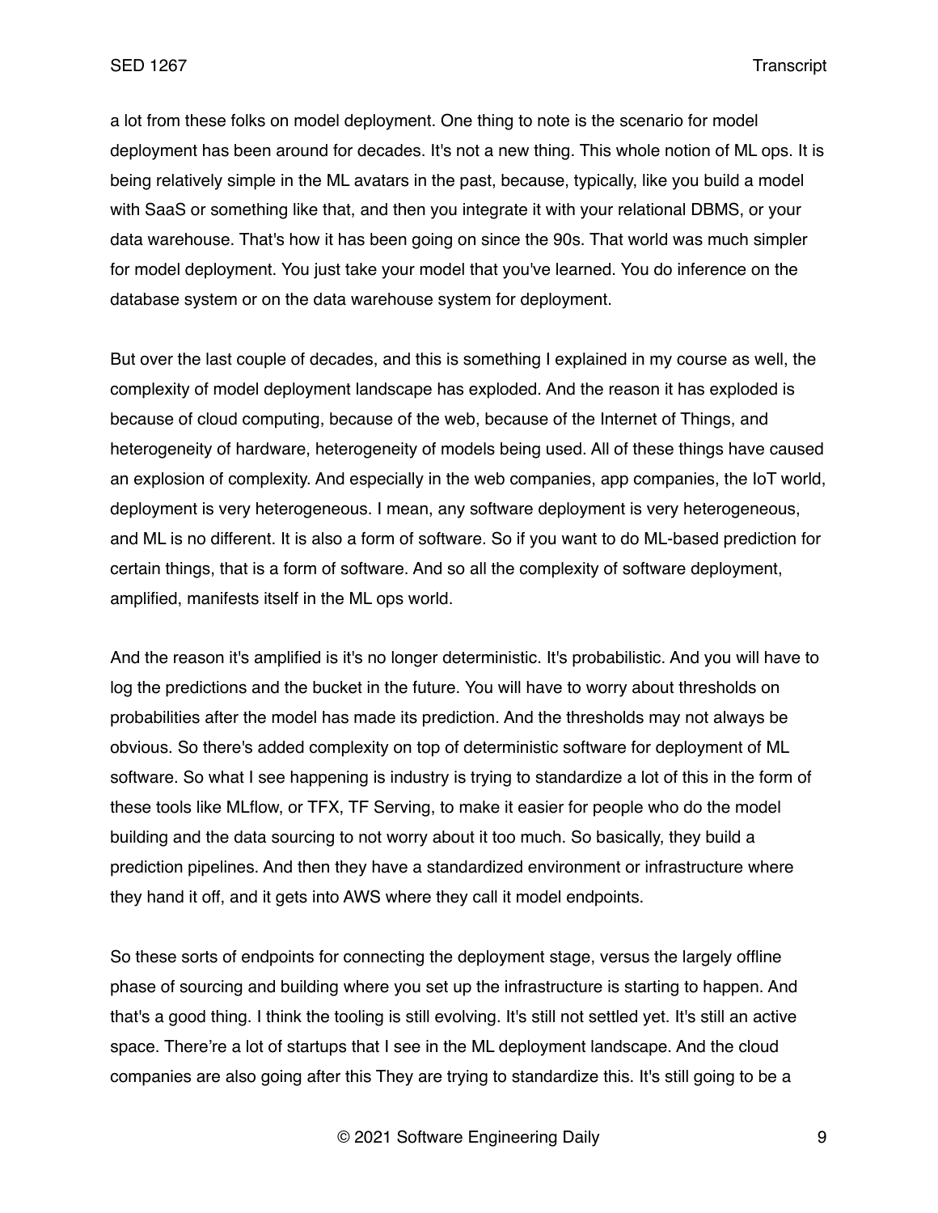a lot from these folks on model deployment. One thing to note is the scenario for model deployment has been around for decades. It's not a new thing. This whole notion of ML ops. It is being relatively simple in the ML avatars in the past, because, typically, like you build a model with SaaS or something like that, and then you integrate it with your relational DBMS, or your data warehouse. That's how it has been going on since the 90s. That world was much simpler for model deployment. You just take your model that you've learned. You do inference on the database system or on the data warehouse system for deployment.

But over the last couple of decades, and this is something I explained in my course as well, the complexity of model deployment landscape has exploded. And the reason it has exploded is because of cloud computing, because of the web, because of the Internet of Things, and heterogeneity of hardware, heterogeneity of models being used. All of these things have caused an explosion of complexity. And especially in the web companies, app companies, the IoT world, deployment is very heterogeneous. I mean, any software deployment is very heterogeneous, and ML is no different. It is also a form of software. So if you want to do ML-based prediction for certain things, that is a form of software. And so all the complexity of software deployment, amplified, manifests itself in the ML ops world.

And the reason it's amplified is it's no longer deterministic. It's probabilistic. And you will have to log the predictions and the bucket in the future. You will have to worry about thresholds on probabilities after the model has made its prediction. And the thresholds may not always be obvious. So there's added complexity on top of deterministic software for deployment of ML software. So what I see happening is industry is trying to standardize a lot of this in the form of these tools like MLflow, or TFX, TF Serving, to make it easier for people who do the model building and the data sourcing to not worry about it too much. So basically, they build a prediction pipelines. And then they have a standardized environment or infrastructure where they hand it off, and it gets into AWS where they call it model endpoints.

So these sorts of endpoints for connecting the deployment stage, versus the largely offline phase of sourcing and building where you set up the infrastructure is starting to happen. And that's a good thing. I think the tooling is still evolving. It's still not settled yet. It's still an active space. There're a lot of startups that I see in the ML deployment landscape. And the cloud companies are also going after this They are trying to standardize this. It's still going to be a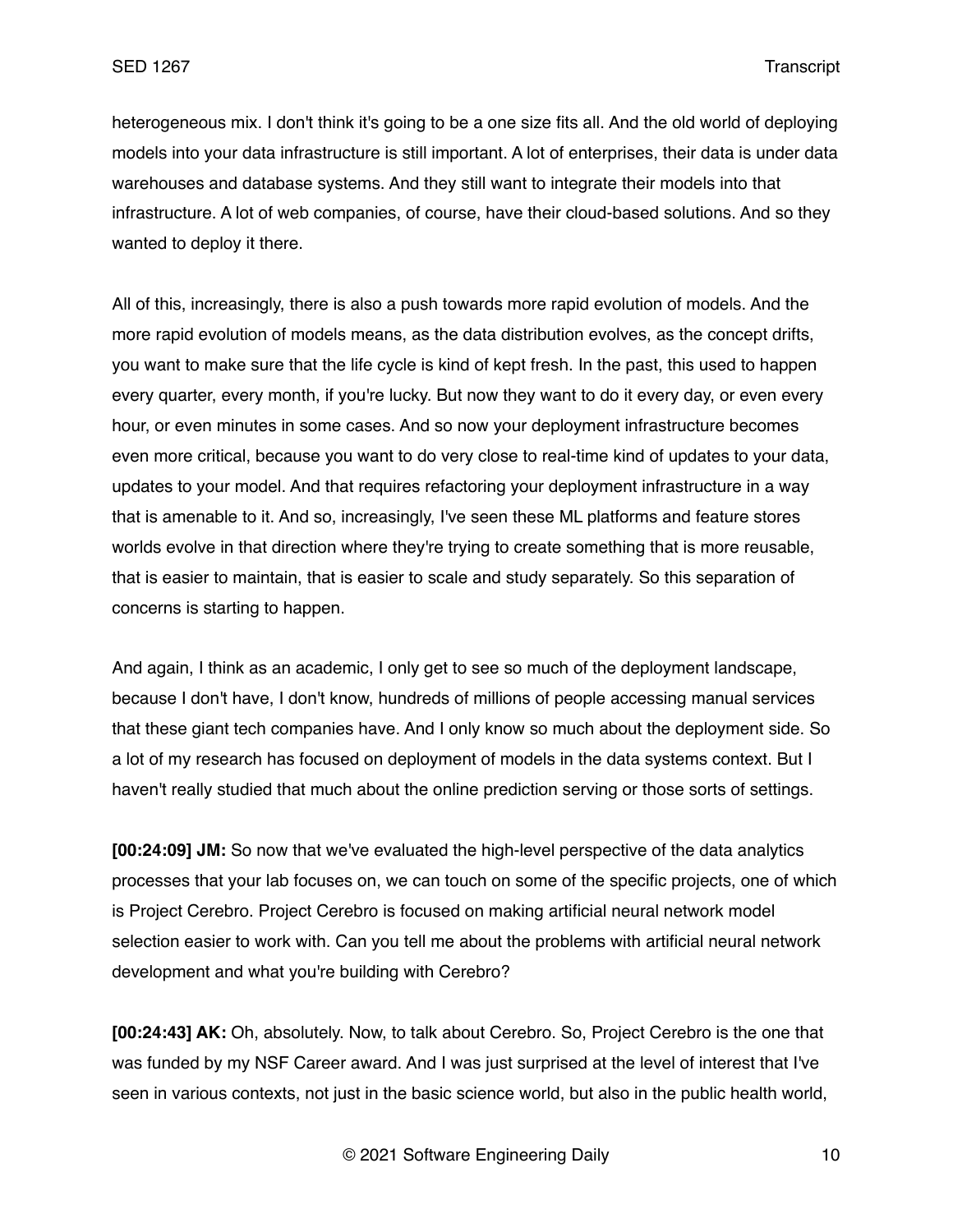heterogeneous mix. I don't think it's going to be a one size fits all. And the old world of deploying models into your data infrastructure is still important. A lot of enterprises, their data is under data warehouses and database systems. And they still want to integrate their models into that infrastructure. A lot of web companies, of course, have their cloud-based solutions. And so they wanted to deploy it there.

All of this, increasingly, there is also a push towards more rapid evolution of models. And the more rapid evolution of models means, as the data distribution evolves, as the concept drifts, you want to make sure that the life cycle is kind of kept fresh. In the past, this used to happen every quarter, every month, if you're lucky. But now they want to do it every day, or even every hour, or even minutes in some cases. And so now your deployment infrastructure becomes even more critical, because you want to do very close to real-time kind of updates to your data, updates to your model. And that requires refactoring your deployment infrastructure in a way that is amenable to it. And so, increasingly, I've seen these ML platforms and feature stores worlds evolve in that direction where they're trying to create something that is more reusable, that is easier to maintain, that is easier to scale and study separately. So this separation of concerns is starting to happen.

And again, I think as an academic, I only get to see so much of the deployment landscape, because I don't have, I don't know, hundreds of millions of people accessing manual services that these giant tech companies have. And I only know so much about the deployment side. So a lot of my research has focused on deployment of models in the data systems context. But I haven't really studied that much about the online prediction serving or those sorts of settings.

**[00:24:09] JM:** So now that we've evaluated the high-level perspective of the data analytics processes that your lab focuses on, we can touch on some of the specific projects, one of which is Project Cerebro. Project Cerebro is focused on making artificial neural network model selection easier to work with. Can you tell me about the problems with artificial neural network development and what you're building with Cerebro?

**[00:24:43] AK:** Oh, absolutely. Now, to talk about Cerebro. So, Project Cerebro is the one that was funded by my NSF Career award. And I was just surprised at the level of interest that I've seen in various contexts, not just in the basic science world, but also in the public health world,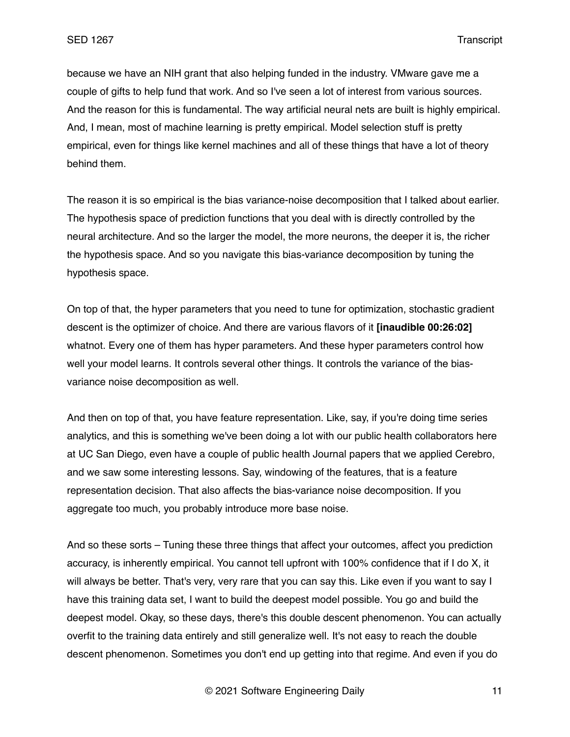because we have an NIH grant that also helping funded in the industry. VMware gave me a couple of gifts to help fund that work. And so I've seen a lot of interest from various sources. And the reason for this is fundamental. The way artificial neural nets are built is highly empirical. And, I mean, most of machine learning is pretty empirical. Model selection stuff is pretty empirical, even for things like kernel machines and all of these things that have a lot of theory behind them.

The reason it is so empirical is the bias variance-noise decomposition that I talked about earlier. The hypothesis space of prediction functions that you deal with is directly controlled by the neural architecture. And so the larger the model, the more neurons, the deeper it is, the richer the hypothesis space. And so you navigate this bias-variance decomposition by tuning the hypothesis space.

On top of that, the hyper parameters that you need to tune for optimization, stochastic gradient descent is the optimizer of choice. And there are various flavors of it **[inaudible 00:26:02]** whatnot. Every one of them has hyper parameters. And these hyper parameters control how well your model learns. It controls several other things. It controls the variance of the bias-variance noise decomposition as well.

And then on top of that, you have feature representation. Like, say, if you're doing time series analytics, and this is something we've been doing a lot with our public health collaborators here at UC San Diego, even have a couple of public health Journal papers that we applied Cerebro, and we saw some interesting lessons. Say, windowing of the features, that is a feature representation decision. That also affects the bias-variance noise decomposition. If you aggregate too much, you probably introduce more base noise.

And so these sorts – Tuning these three things that affect your outcomes, affect you prediction accuracy, is inherently empirical. You cannot tell upfront with 100% confidence that if I do X, it will always be better. That's very, very rare that you can say this. Like even if you want to say I have this training data set, I want to build the deepest model possible. You go and build the deepest model. Okay, so these days, there's this double descent phenomenon. You can actually overfit to the training data entirely and still generalize well. It's not easy to reach the double descent phenomenon. Sometimes you don't end up getting into that regime. And even if you do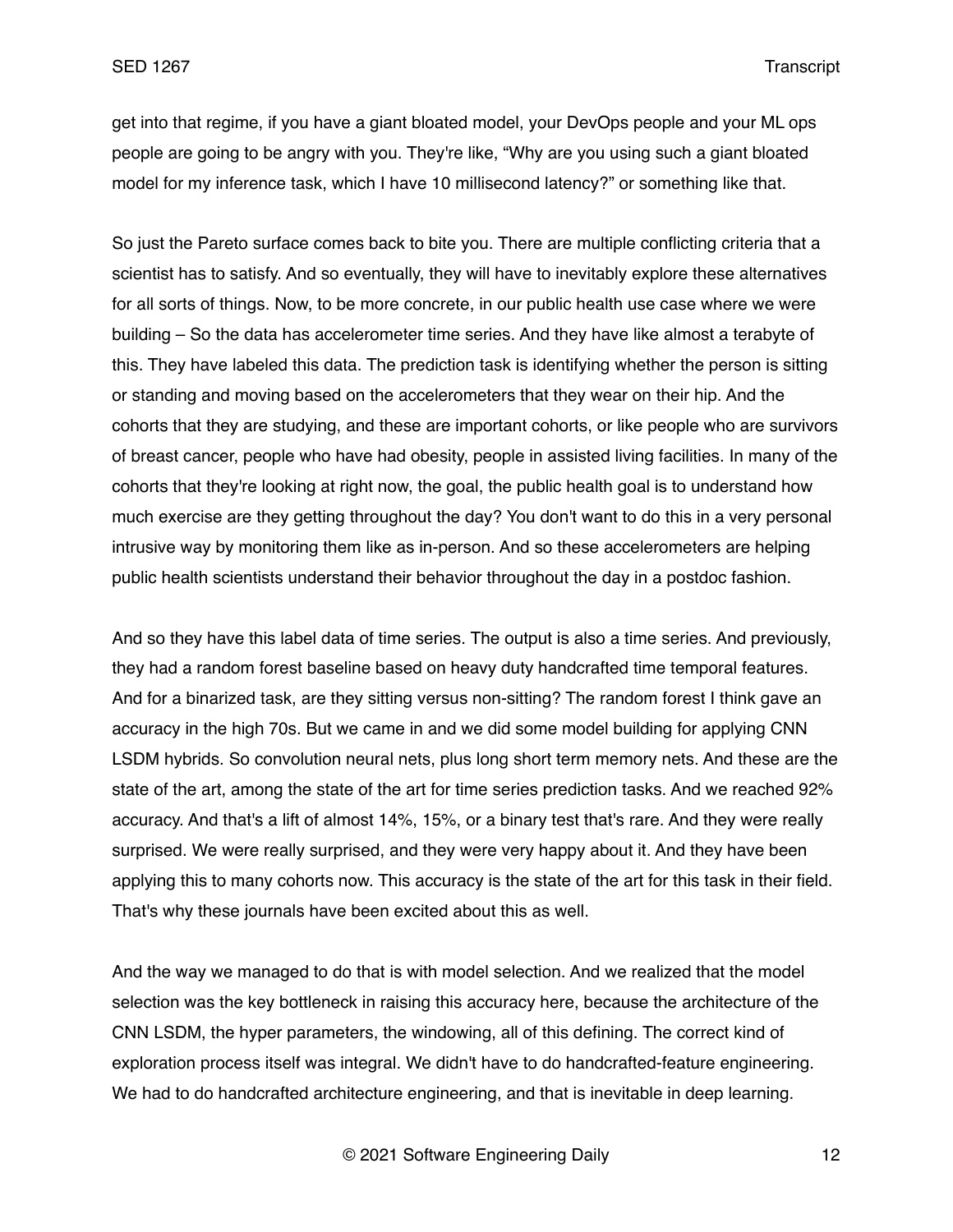get into that regime, if you have a giant bloated model, your DevOps people and your ML ops people are going to be angry with you. They're like, "Why are you using such a giant bloated model for my inference task, which I have 10 millisecond latency?" or something like that.

So just the Pareto surface comes back to bite you. There are multiple conflicting criteria that a scientist has to satisfy. And so eventually, they will have to inevitably explore these alternatives for all sorts of things. Now, to be more concrete, in our public health use case where we were building – So the data has accelerometer time series. And they have like almost a terabyte of this. They have labeled this data. The prediction task is identifying whether the person is sitting or standing and moving based on the accelerometers that they wear on their hip. And the cohorts that they are studying, and these are important cohorts, or like people who are survivors of breast cancer, people who have had obesity, people in assisted living facilities. In many of the cohorts that they're looking at right now, the goal, the public health goal is to understand how much exercise are they getting throughout the day? You don't want to do this in a very personal intrusive way by monitoring them like as in-person. And so these accelerometers are helping public health scientists understand their behavior throughout the day in a postdoc fashion.

And so they have this label data of time series. The output is also a time series. And previously, they had a random forest baseline based on heavy duty handcrafted time temporal features. And for a binarized task, are they sitting versus non-sitting? The random forest I think gave an accuracy in the high 70s. But we came in and we did some model building for applying CNN LSDM hybrids. So convolution neural nets, plus long short term memory nets. And these are the state of the art, among the state of the art for time series prediction tasks. And we reached 92% accuracy. And that's a lift of almost 14%, 15%, or a binary test that's rare. And they were really surprised. We were really surprised, and they were very happy about it. And they have been applying this to many cohorts now. This accuracy is the state of the art for this task in their field. That's why these journals have been excited about this as well.

And the way we managed to do that is with model selection. And we realized that the model selection was the key bottleneck in raising this accuracy here, because the architecture of the CNN LSDM, the hyper parameters, the windowing, all of this defining. The correct kind of exploration process itself was integral. We didn't have to do handcrafted-feature engineering. We had to do handcrafted architecture engineering, and that is inevitable in deep learning.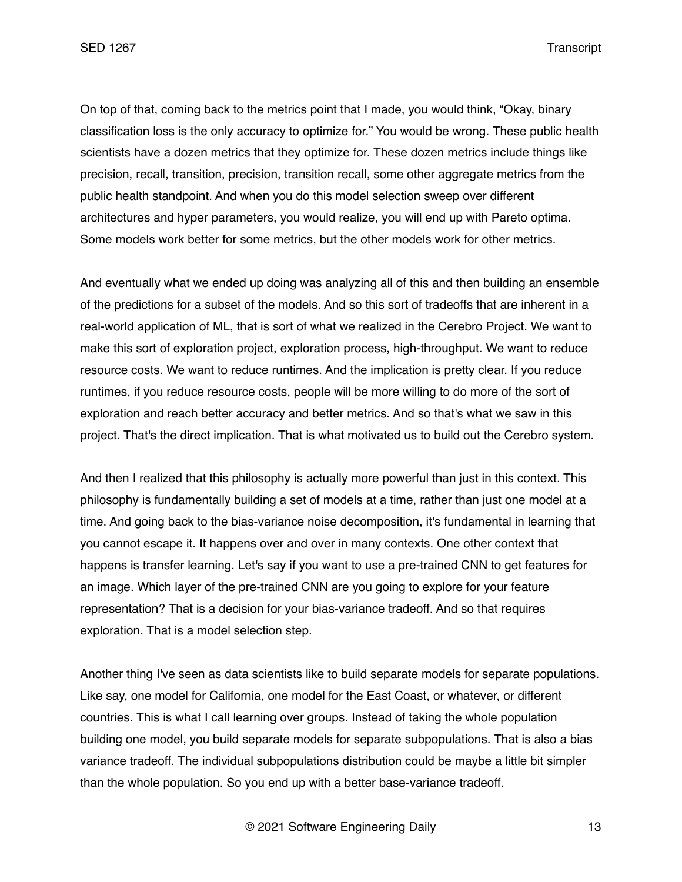On top of that, coming back to the metrics point that I made, you would think, "Okay, binary classification loss is the only accuracy to optimize for." You would be wrong. These public health scientists have a dozen metrics that they optimize for. These dozen metrics include things like precision, recall, transition, precision, transition recall, some other aggregate metrics from the public health standpoint. And when you do this model selection sweep over different architectures and hyper parameters, you would realize, you will end up with Pareto optima. Some models work better for some metrics, but the other models work for other metrics.

And eventually what we ended up doing was analyzing all of this and then building an ensemble of the predictions for a subset of the models. And so this sort of tradeoffs that are inherent in a real-world application of ML, that is sort of what we realized in the Cerebro Project. We want to make this sort of exploration project, exploration process, high-throughput. We want to reduce resource costs. We want to reduce runtimes. And the implication is pretty clear. If you reduce runtimes, if you reduce resource costs, people will be more willing to do more of the sort of exploration and reach better accuracy and better metrics. And so that's what we saw in this project. That's the direct implication. That is what motivated us to build out the Cerebro system.

And then I realized that this philosophy is actually more powerful than just in this context. This philosophy is fundamentally building a set of models at a time, rather than just one model at a time. And going back to the bias-variance noise decomposition, it's fundamental in learning that you cannot escape it. It happens over and over in many contexts. One other context that happens is transfer learning. Let's say if you want to use a pre-trained CNN to get features for an image. Which layer of the pre-trained CNN are you going to explore for your feature representation? That is a decision for your bias-variance tradeoff. And so that requires exploration. That is a model selection step.

Another thing I've seen as data scientists like to build separate models for separate populations. Like say, one model for California, one model for the East Coast, or whatever, or different countries. This is what I call learning over groups. Instead of taking the whole population building one model, you build separate models for separate subpopulations. That is also a bias variance tradeoff. The individual subpopulations distribution could be maybe a little bit simpler than the whole population. So you end up with a better base-variance tradeoff.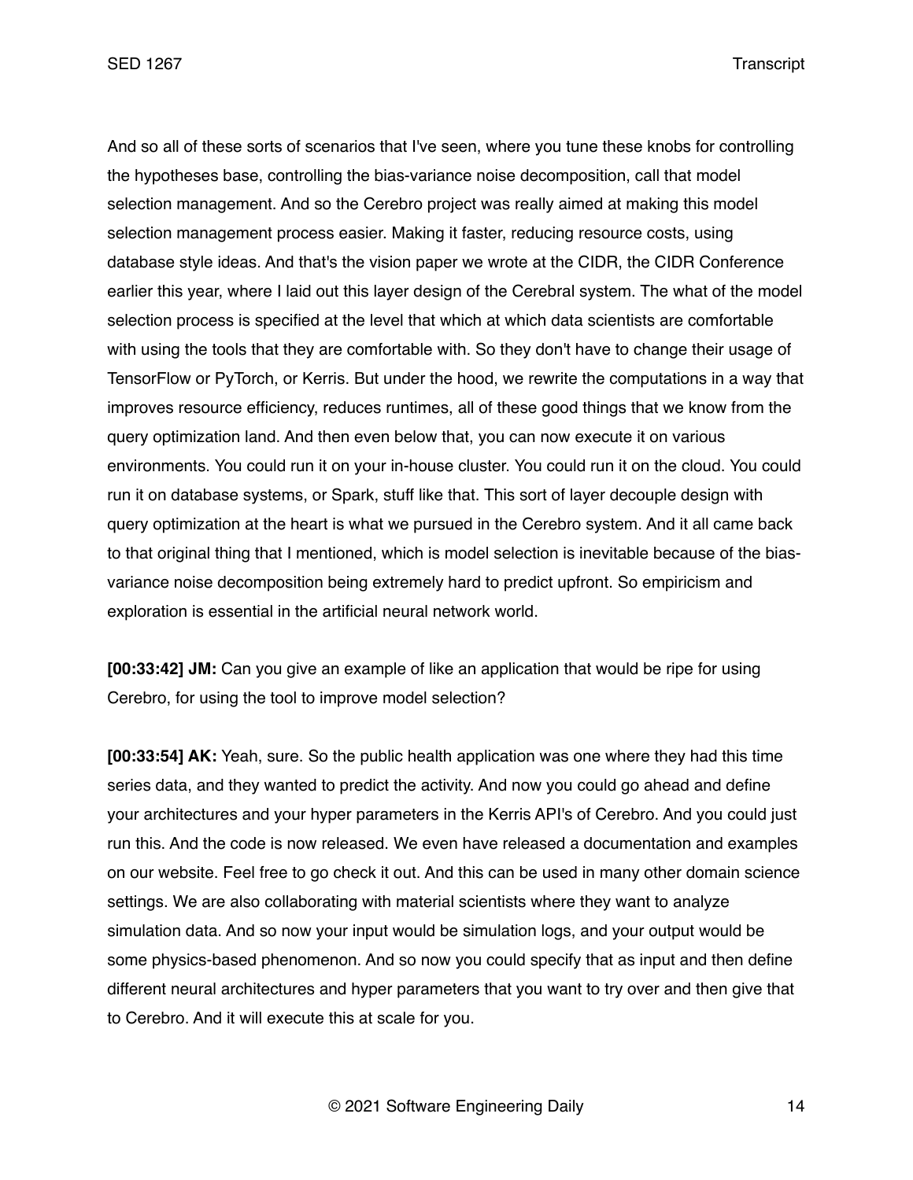And so all of these sorts of scenarios that I've seen, where you tune these knobs for controlling the hypotheses base, controlling the bias-variance noise decomposition, call that model selection management. And so the Cerebro project was really aimed at making this model selection management process easier. Making it faster, reducing resource costs, using database style ideas. And that's the vision paper we wrote at the CIDR, the CIDR Conference earlier this year, where I laid out this layer design of the Cerebral system. The what of the model selection process is specified at the level that which at which data scientists are comfortable with using the tools that they are comfortable with. So they don't have to change their usage of TensorFlow or PyTorch, or Kerris. But under the hood, we rewrite the computations in a way that improves resource efficiency, reduces runtimes, all of these good things that we know from the query optimization land. And then even below that, you can now execute it on various environments. You could run it on your in-house cluster. You could run it on the cloud. You could run it on database systems, or Spark, stuff like that. This sort of layer decouple design with query optimization at the heart is what we pursued in the Cerebro system. And it all came back to that original thing that I mentioned, which is model selection is inevitable because of the bias-variance noise decomposition being extremely hard to predict upfront. So empiricism and exploration is essential in the artificial neural network world.

**[00:33:42] JM:** Can you give an example of like an application that would be ripe for using Cerebro, for using the tool to improve model selection?

**[00:33:54] AK:** Yeah, sure. So the public health application was one where they had this time series data, and they wanted to predict the activity. And now you could go ahead and define your architectures and your hyper parameters in the Kerris API's of Cerebro. And you could just run this. And the code is now released. We even have released a documentation and examples on our website. Feel free to go check it out. And this can be used in many other domain science settings. We are also collaborating with material scientists where they want to analyze simulation data. And so now your input would be simulation logs, and your output would be some physics-based phenomenon. And so now you could specify that as input and then define different neural architectures and hyper parameters that you want to try over and then give that to Cerebro. And it will execute this at scale for you.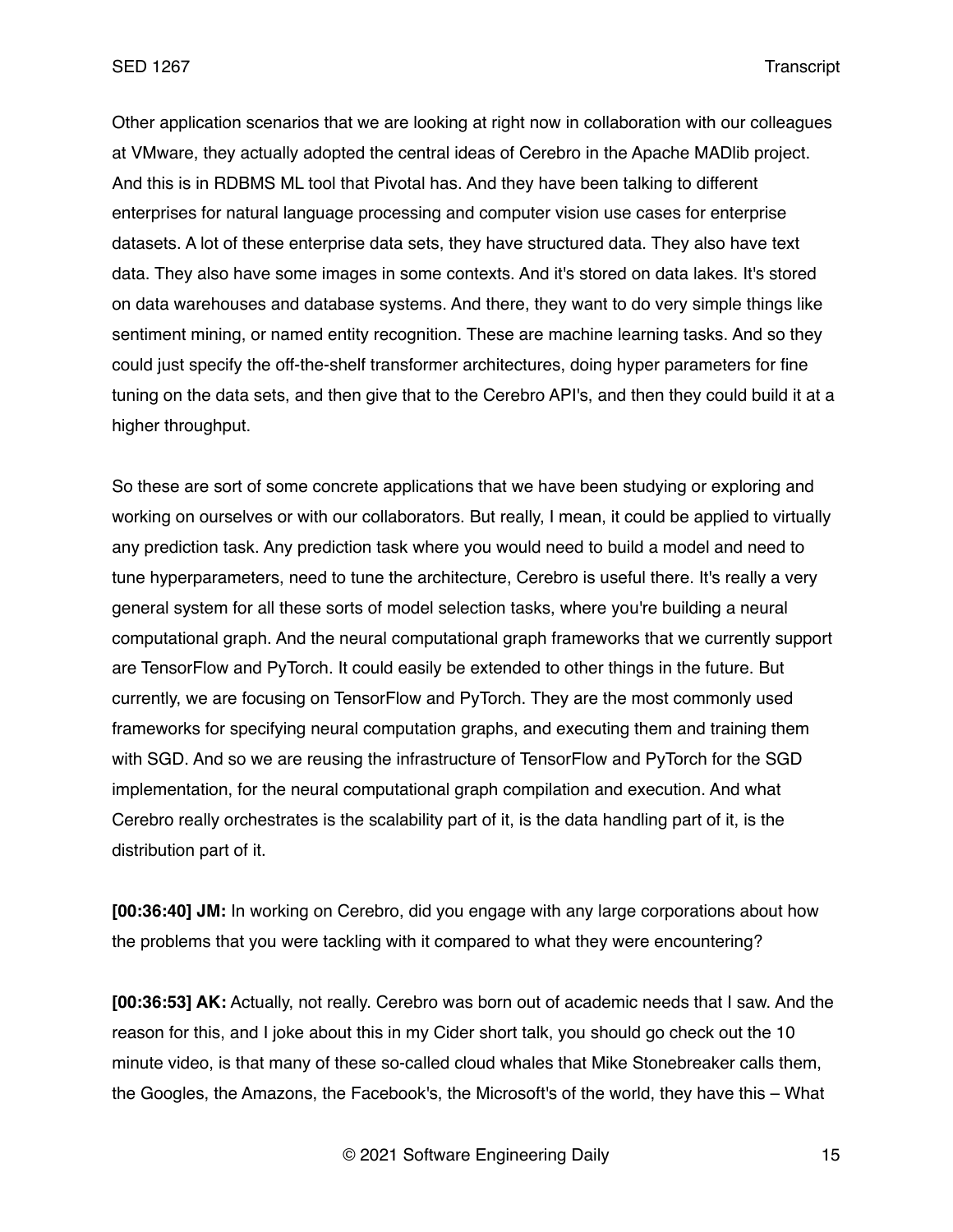Other application scenarios that we are looking at right now in collaboration with our colleagues at VMware, they actually adopted the central ideas of Cerebro in the Apache MADlib project. And this is in RDBMS ML tool that Pivotal has. And they have been talking to different enterprises for natural language processing and computer vision use cases for enterprise datasets. A lot of these enterprise data sets, they have structured data. They also have text data. They also have some images in some contexts. And it's stored on data lakes. It's stored on data warehouses and database systems. And there, they want to do very simple things like sentiment mining, or named entity recognition. These are machine learning tasks. And so they could just specify the off-the-shelf transformer architectures, doing hyper parameters for fine tuning on the data sets, and then give that to the Cerebro API's, and then they could build it at a higher throughput.

So these are sort of some concrete applications that we have been studying or exploring and working on ourselves or with our collaborators. But really, I mean, it could be applied to virtually any prediction task. Any prediction task where you would need to build a model and need to tune hyperparameters, need to tune the architecture, Cerebro is useful there. It's really a very general system for all these sorts of model selection tasks, where you're building a neural computational graph. And the neural computational graph frameworks that we currently support are TensorFlow and PyTorch. It could easily be extended to other things in the future. But currently, we are focusing on TensorFlow and PyTorch. They are the most commonly used frameworks for specifying neural computation graphs, and executing them and training them with SGD. And so we are reusing the infrastructure of TensorFlow and PyTorch for the SGD implementation, for the neural computational graph compilation and execution. And what Cerebro really orchestrates is the scalability part of it, is the data handling part of it, is the distribution part of it.

**[00:36:40] JM:** In working on Cerebro, did you engage with any large corporations about how the problems that you were tackling with it compared to what they were encountering?

**[00:36:53] AK:** Actually, not really. Cerebro was born out of academic needs that I saw. And the reason for this, and I joke about this in my Cider short talk, you should go check out the 10 minute video, is that many of these so-called cloud whales that Mike Stonebreaker calls them, the Googles, the Amazons, the Facebook's, the Microsoft's of the world, they have this – What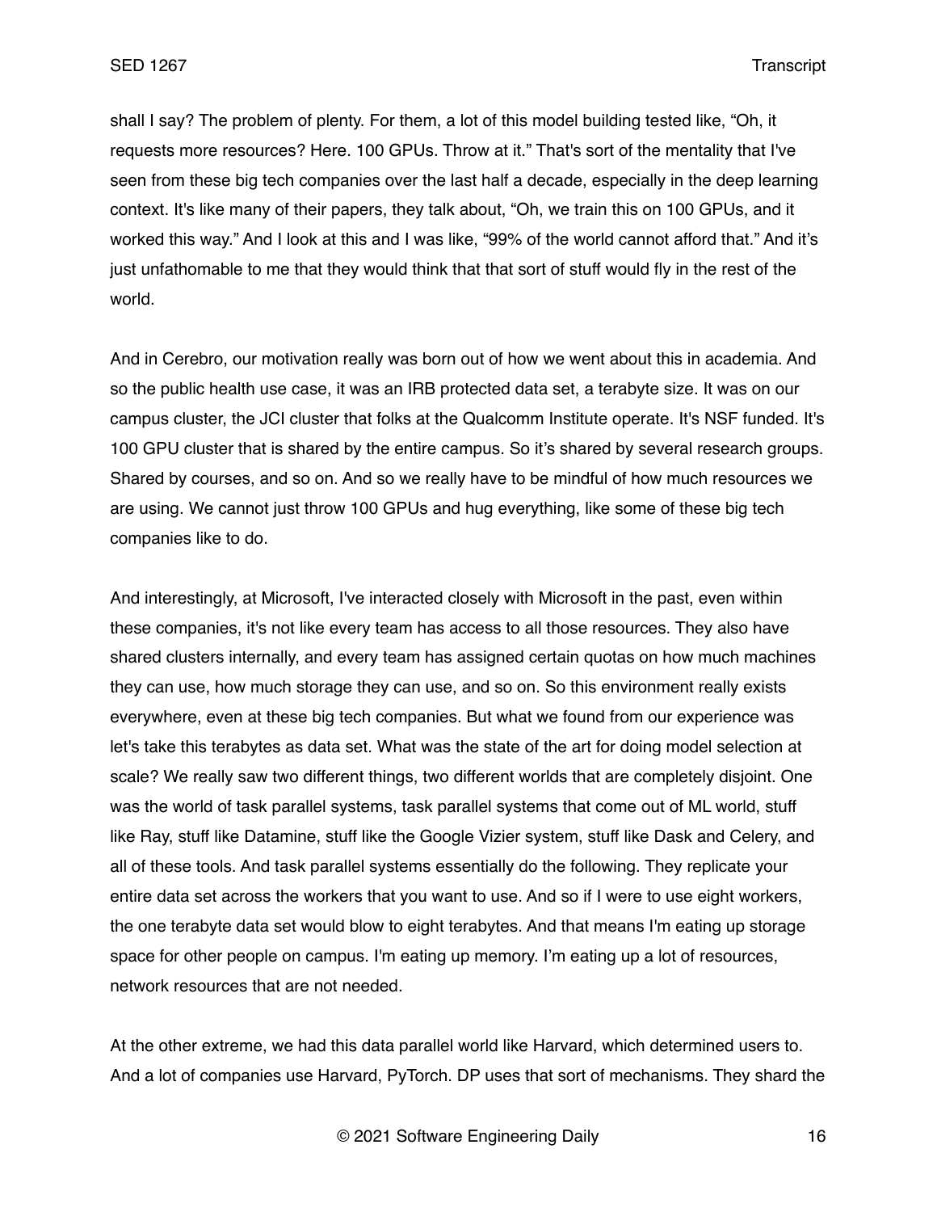shall I say? The problem of plenty. For them, a lot of this model building tested like, “Oh, it requests more resources? Here. 100 GPUs. Throw at it.” That's sort of the mentality that I've seen from these big tech companies over the last half a decade, especially in the deep learning context. It's like many of their papers, they talk about, “Oh, we train this on 100 GPUs, and it worked this way.” And I look at this and I was like, “99% of the world cannot afford that.” And it’s just unfathomable to me that they would think that that sort of stuff would fly in the rest of the world.

And in Cerebro, our motivation really was born out of how we went about this in academia. And so the public health use case, it was an IRB protected data set, a terabyte size. It was on our campus cluster, the JCI cluster that folks at the Qualcomm Institute operate. It's NSF funded. It's 100 GPU cluster that is shared by the entire campus. So it’s shared by several research groups. Shared by courses, and so on. And so we really have to be mindful of how much resources we are using. We cannot just throw 100 GPUs and hug everything, like some of these big tech companies like to do.

And interestingly, at Microsoft, I've interacted closely with Microsoft in the past, even within these companies, it's not like every team has access to all those resources. They also have shared clusters internally, and every team has assigned certain quotas on how much machines they can use, how much storage they can use, and so on. So this environment really exists everywhere, even at these big tech companies. But what we found from our experience was let's take this terabytes as data set. What was the state of the art for doing model selection at scale? We really saw two different things, two different worlds that are completely disjoint. One was the world of task parallel systems, task parallel systems that come out of ML world, stuff like Ray, stuff like Datamine, stuff like the Google Vizier system, stuff like Dask and Celery, and all of these tools. And task parallel systems essentially do the following. They replicate your entire data set across the workers that you want to use. And so if I were to use eight workers, the one terabyte data set would blow to eight terabytes. And that means I'm eating up storage space for other people on campus. I'm eating up memory. I’m eating up a lot of resources, network resources that are not needed.

At the other extreme, we had this data parallel world like Harvard, which determined users to. And a lot of companies use Harvard, PyTorch. DP uses that sort of mechanisms. They shard the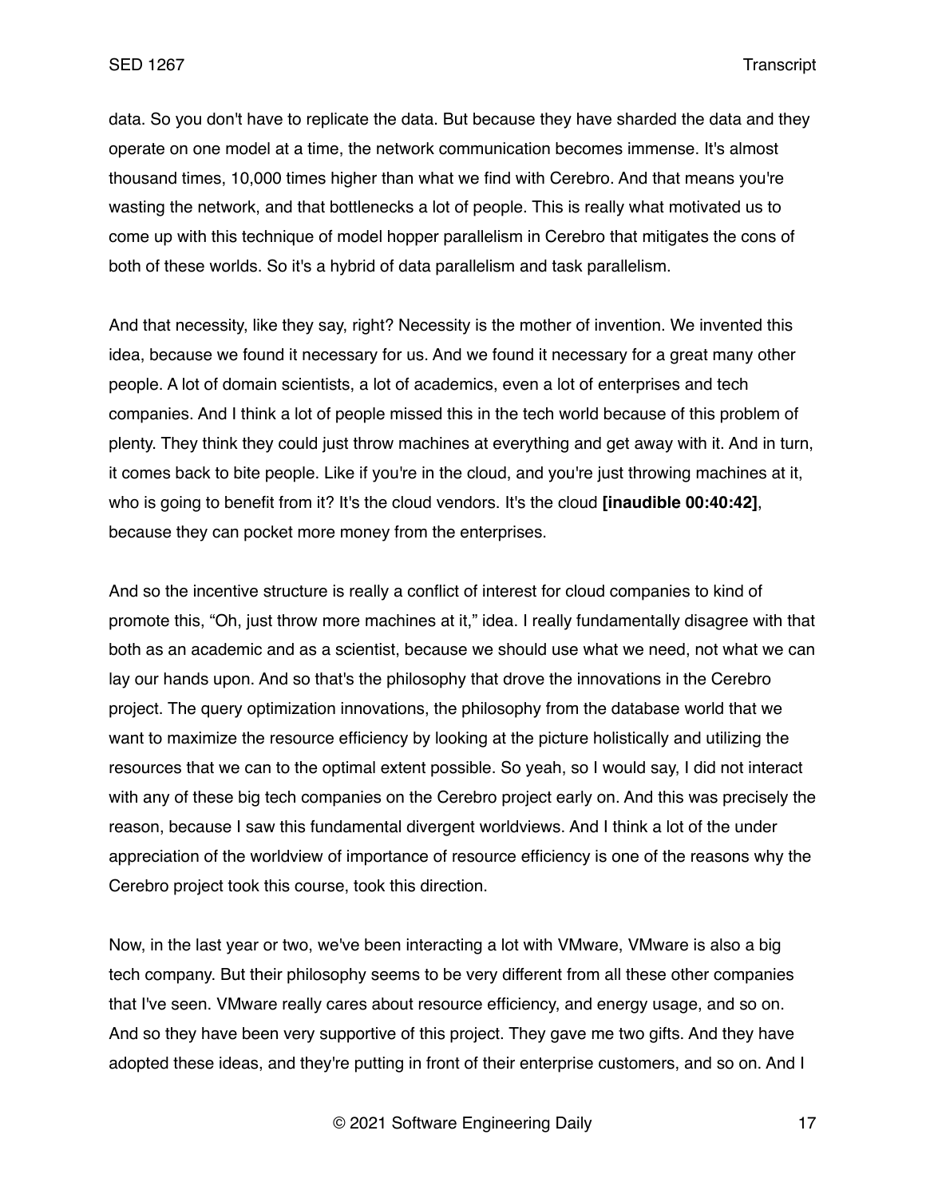data. So you don't have to replicate the data. But because they have sharded the data and they operate on one model at a time, the network communication becomes immense. It's almost thousand times, 10,000 times higher than what we find with Cerebro. And that means you're wasting the network, and that bottlenecks a lot of people. This is really what motivated us to come up with this technique of model hopper parallelism in Cerebro that mitigates the cons of both of these worlds. So it's a hybrid of data parallelism and task parallelism.

And that necessity, like they say, right? Necessity is the mother of invention. We invented this idea, because we found it necessary for us. And we found it necessary for a great many other people. A lot of domain scientists, a lot of academics, even a lot of enterprises and tech companies. And I think a lot of people missed this in the tech world because of this problem of plenty. They think they could just throw machines at everything and get away with it. And in turn, it comes back to bite people. Like if you're in the cloud, and you're just throwing machines at it, who is going to benefit from it? It's the cloud vendors. It's the cloud **[inaudible 00:40:42]**, because they can pocket more money from the enterprises.

And so the incentive structure is really a conflict of interest for cloud companies to kind of promote this, "Oh, just throw more machines at it," idea. I really fundamentally disagree with that both as an academic and as a scientist, because we should use what we need, not what we can lay our hands upon. And so that's the philosophy that drove the innovations in the Cerebro project. The query optimization innovations, the philosophy from the database world that we want to maximize the resource efficiency by looking at the picture holistically and utilizing the resources that we can to the optimal extent possible. So yeah, so I would say, I did not interact with any of these big tech companies on the Cerebro project early on. And this was precisely the reason, because I saw this fundamental divergent worldviews. And I think a lot of the under appreciation of the worldview of importance of resource efficiency is one of the reasons why the Cerebro project took this course, took this direction.

Now, in the last year or two, we've been interacting a lot with VMware, VMware is also a big tech company. But their philosophy seems to be very different from all these other companies that I've seen. VMware really cares about resource efficiency, and energy usage, and so on. And so they have been very supportive of this project. They gave me two gifts. And they have adopted these ideas, and they're putting in front of their enterprise customers, and so on. And I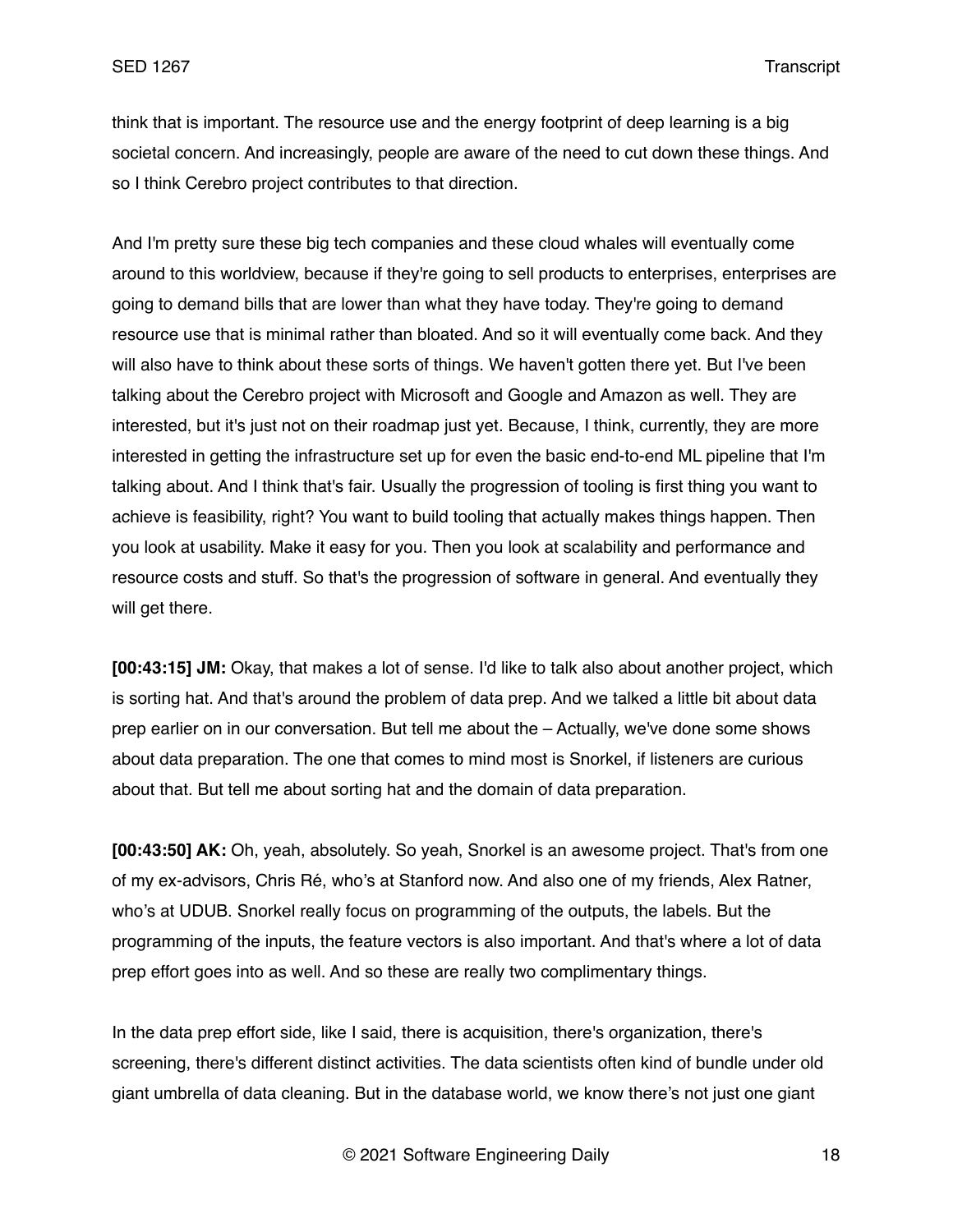think that is important. The resource use and the energy footprint of deep learning is a big societal concern. And increasingly, people are aware of the need to cut down these things. And so I think Cerebro project contributes to that direction.

And I'm pretty sure these big tech companies and these cloud whales will eventually come around to this worldview, because if they're going to sell products to enterprises, enterprises are going to demand bills that are lower than what they have today. They're going to demand resource use that is minimal rather than bloated. And so it will eventually come back. And they will also have to think about these sorts of things. We haven't gotten there yet. But I've been talking about the Cerebro project with Microsoft and Google and Amazon as well. They are interested, but it's just not on their roadmap just yet. Because, I think, currently, they are more interested in getting the infrastructure set up for even the basic end-to-end ML pipeline that I'm talking about. And I think that's fair. Usually the progression of tooling is first thing you want to achieve is feasibility, right? You want to build tooling that actually makes things happen. Then you look at usability. Make it easy for you. Then you look at scalability and performance and resource costs and stuff. So that's the progression of software in general. And eventually they will get there.

**[00:43:15] JM:** Okay, that makes a lot of sense. I'd like to talk also about another project, which is sorting hat. And that's around the problem of data prep. And we talked a little bit about data prep earlier on in our conversation. But tell me about the – Actually, we've done some shows about data preparation. The one that comes to mind most is Snorkel, if listeners are curious about that. But tell me about sorting hat and the domain of data preparation.

**[00:43:50] AK:** Oh, yeah, absolutely. So yeah, Snorkel is an awesome project. That's from one of my ex-advisors, Chris Ré, who's at Stanford now. And also one of my friends, Alex Ratner, who's at UDUB. Snorkel really focus on programming of the outputs, the labels. But the programming of the inputs, the feature vectors is also important. And that's where a lot of data prep effort goes into as well. And so these are really two complimentary things.

In the data prep effort side, like I said, there is acquisition, there's organization, there's screening, there's different distinct activities. The data scientists often kind of bundle under old giant umbrella of data cleaning. But in the database world, we know there's not just one giant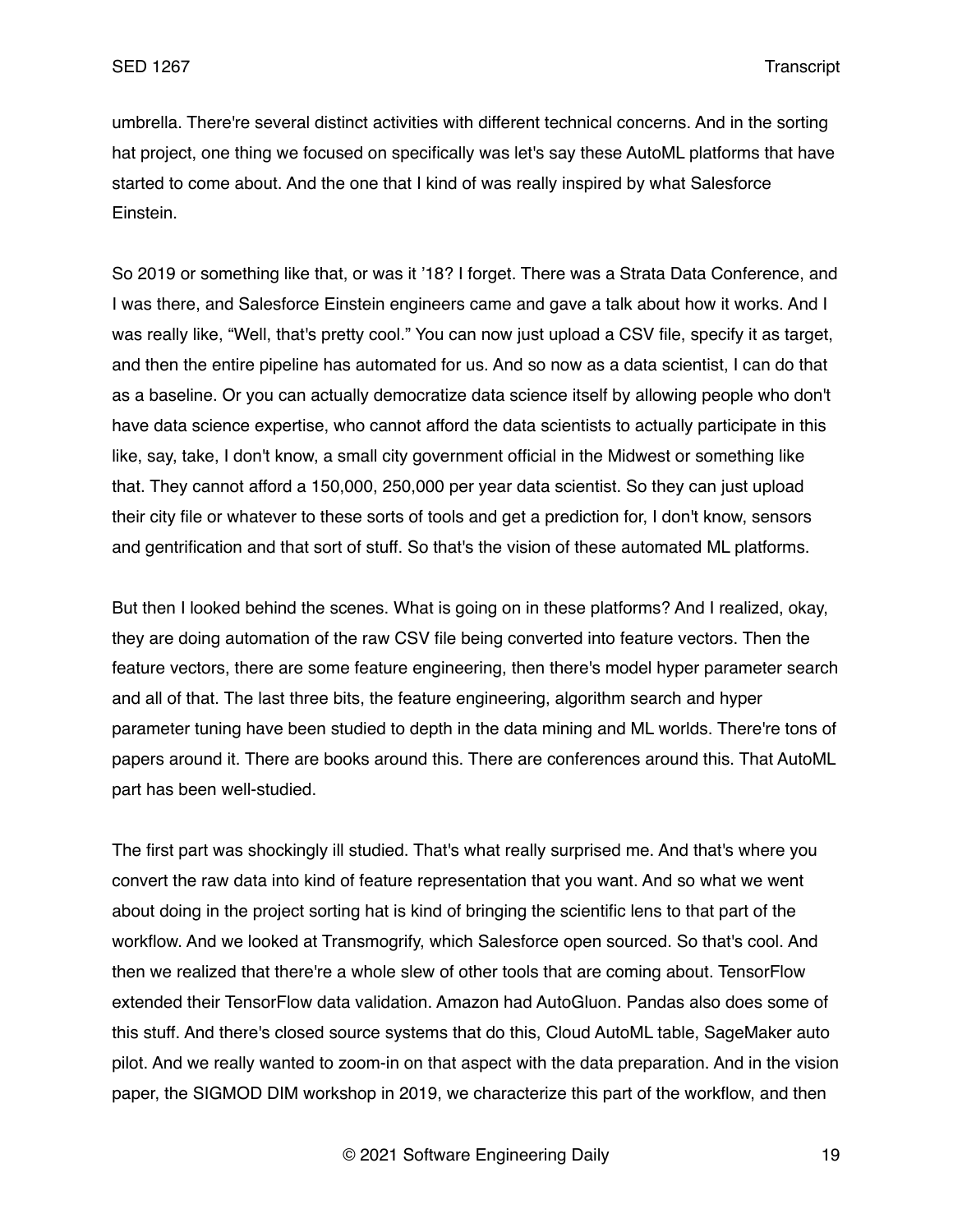umbrella. There're several distinct activities with different technical concerns. And in the sorting hat project, one thing we focused on specifically was let's say these AutoML platforms that have started to come about. And the one that I kind of was really inspired by what Salesforce Einstein.

So 2019 or something like that, or was it '18? I forget. There was a Strata Data Conference, and I was there, and Salesforce Einstein engineers came and gave a talk about how it works. And I was really like, "Well, that's pretty cool." You can now just upload a CSV file, specify it as target, and then the entire pipeline has automated for us. And so now as a data scientist, I can do that as a baseline. Or you can actually democratize data science itself by allowing people who don't have data science expertise, who cannot afford the data scientists to actually participate in this like, say, take, I don't know, a small city government official in the Midwest or something like that. They cannot afford a 150,000, 250,000 per year data scientist. So they can just upload their city file or whatever to these sorts of tools and get a prediction for, I don't know, sensors and gentrification and that sort of stuff. So that's the vision of these automated ML platforms.

But then I looked behind the scenes. What is going on in these platforms? And I realized, okay, they are doing automation of the raw CSV file being converted into feature vectors. Then the feature vectors, there are some feature engineering, then there's model hyper parameter search and all of that. The last three bits, the feature engineering, algorithm search and hyper parameter tuning have been studied to depth in the data mining and ML worlds. There're tons of papers around it. There are books around this. There are conferences around this. That AutoML part has been well-studied.

The first part was shockingly ill studied. That's what really surprised me. And that's where you convert the raw data into kind of feature representation that you want. And so what we went about doing in the project sorting hat is kind of bringing the scientific lens to that part of the workflow. And we looked at Transmogrify, which Salesforce open sourced. So that's cool. And then we realized that there're a whole slew of other tools that are coming about. TensorFlow extended their TensorFlow data validation. Amazon had AutoGluon. Pandas also does some of this stuff. And there's closed source systems that do this, Cloud AutoML table, SageMaker auto pilot. And we really wanted to zoom-in on that aspect with the data preparation. And in the vision paper, the SIGMOD DIM workshop in 2019, we characterize this part of the workflow, and then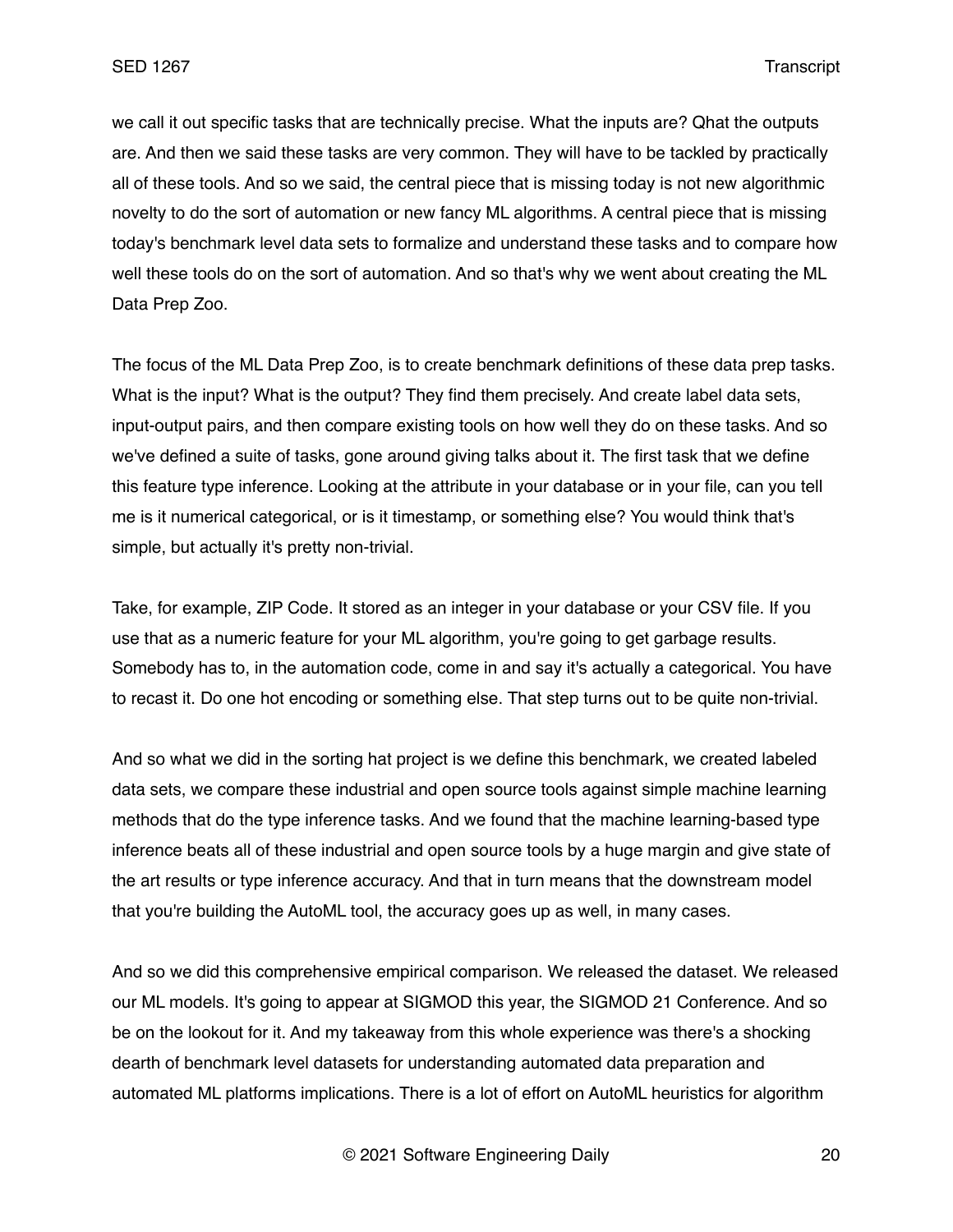we call it out specific tasks that are technically precise. What the inputs are? Qhat the outputs are. And then we said these tasks are very common. They will have to be tackled by practically all of these tools. And so we said, the central piece that is missing today is not new algorithmic novelty to do the sort of automation or new fancy ML algorithms. A central piece that is missing today's benchmark level data sets to formalize and understand these tasks and to compare how well these tools do on the sort of automation. And so that's why we went about creating the ML Data Prep Zoo.

The focus of the ML Data Prep Zoo, is to create benchmark definitions of these data prep tasks. What is the input? What is the output? They find them precisely. And create label data sets, input-output pairs, and then compare existing tools on how well they do on these tasks. And so we've defined a suite of tasks, gone around giving talks about it. The first task that we define this feature type inference. Looking at the attribute in your database or in your file, can you tell me is it numerical categorical, or is it timestamp, or something else? You would think that's simple, but actually it's pretty non-trivial.

Take, for example, ZIP Code. It stored as an integer in your database or your CSV file. If you use that as a numeric feature for your ML algorithm, you're going to get garbage results. Somebody has to, in the automation code, come in and say it's actually a categorical. You have to recast it. Do one hot encoding or something else. That step turns out to be quite non-trivial.

And so what we did in the sorting hat project is we define this benchmark, we created labeled data sets, we compare these industrial and open source tools against simple machine learning methods that do the type inference tasks. And we found that the machine learning-based type inference beats all of these industrial and open source tools by a huge margin and give state of the art results or type inference accuracy. And that in turn means that the downstream model that you're building the AutoML tool, the accuracy goes up as well, in many cases.

And so we did this comprehensive empirical comparison. We released the dataset. We released our ML models. It's going to appear at SIGMOD this year, the SIGMOD 21 Conference. And so be on the lookout for it. And my takeaway from this whole experience was there's a shocking dearth of benchmark level datasets for understanding automated data preparation and automated ML platforms implications. There is a lot of effort on AutoML heuristics for algorithm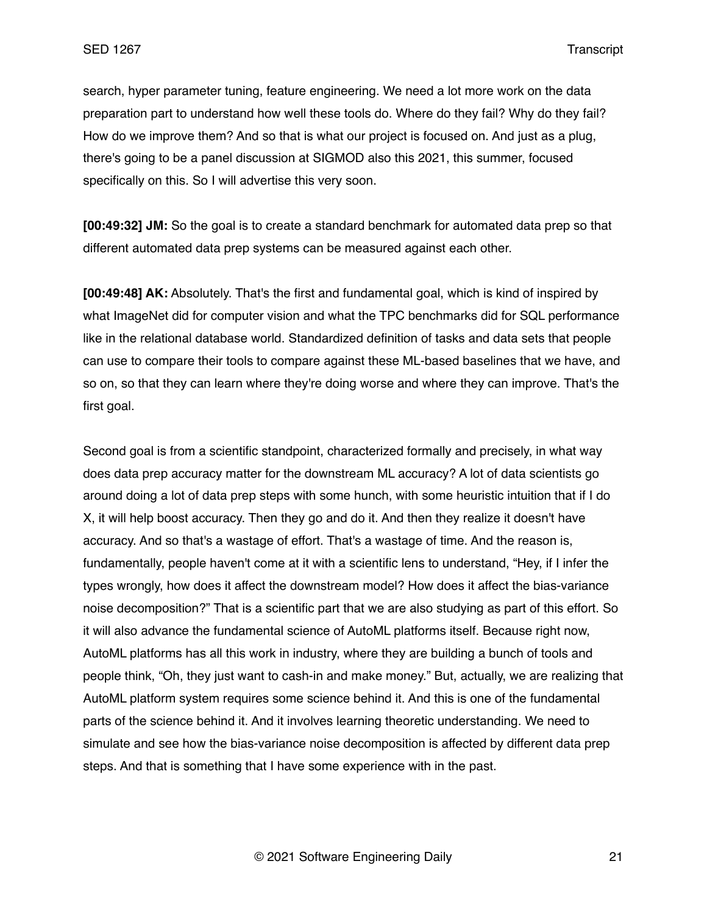search, hyper parameter tuning, feature engineering. We need a lot more work on the data preparation part to understand how well these tools do. Where do they fail? Why do they fail? How do we improve them? And so that is what our project is focused on. And just as a plug, there's going to be a panel discussion at SIGMOD also this 2021, this summer, focused specifically on this. So I will advertise this very soon.

**[00:49:32] JM:** So the goal is to create a standard benchmark for automated data prep so that different automated data prep systems can be measured against each other.

**[00:49:48] AK:** Absolutely. That's the first and fundamental goal, which is kind of inspired by what ImageNet did for computer vision and what the TPC benchmarks did for SQL performance like in the relational database world. Standardized definition of tasks and data sets that people can use to compare their tools to compare against these ML-based baselines that we have, and so on, so that they can learn where they're doing worse and where they can improve. That's the first goal.

Second goal is from a scientific standpoint, characterized formally and precisely, in what way does data prep accuracy matter for the downstream ML accuracy? A lot of data scientists go around doing a lot of data prep steps with some hunch, with some heuristic intuition that if I do X, it will help boost accuracy. Then they go and do it. And then they realize it doesn't have accuracy. And so that's a wastage of effort. That's a wastage of time. And the reason is, fundamentally, people haven't come at it with a scientific lens to understand, "Hey, if I infer the types wrongly, how does it affect the downstream model? How does it affect the bias-variance noise decomposition?" That is a scientific part that we are also studying as part of this effort. So it will also advance the fundamental science of AutoML platforms itself. Because right now, AutoML platforms has all this work in industry, where they are building a bunch of tools and people think, "Oh, they just want to cash-in and make money." But, actually, we are realizing that AutoML platform system requires some science behind it. And this is one of the fundamental parts of the science behind it. And it involves learning theoretic understanding. We need to simulate and see how the bias-variance noise decomposition is affected by different data prep steps. And that is something that I have some experience with in the past.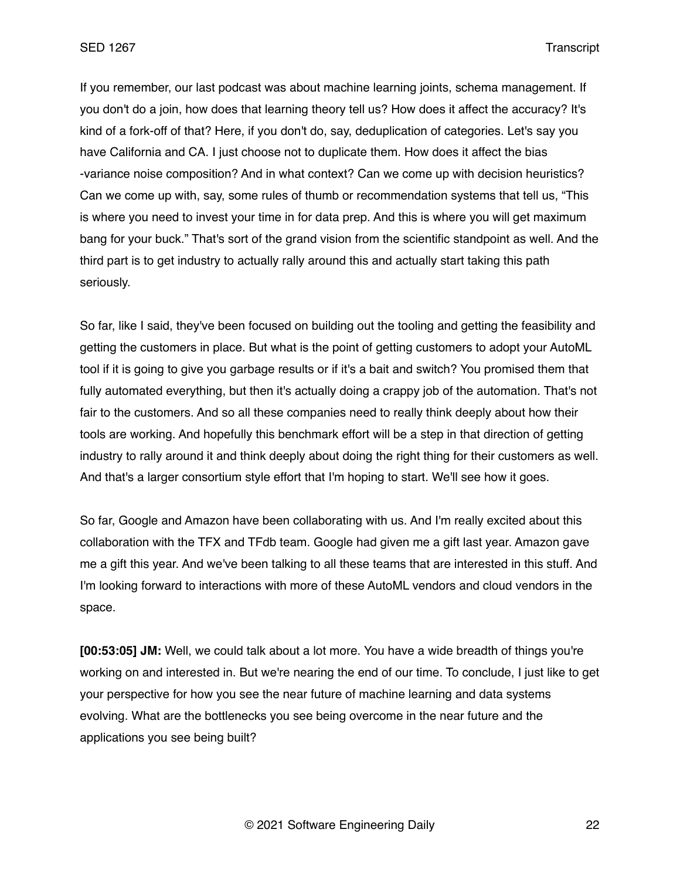If you remember, our last podcast was about machine learning joints, schema management. If you don't do a join, how does that learning theory tell us? How does it affect the accuracy? It's kind of a fork-off of that? Here, if you don't do, say, deduplication of categories. Let's say you have California and CA. I just choose not to duplicate them. How does it affect the bias -variance noise composition? And in what context? Can we come up with decision heuristics? Can we come up with, say, some rules of thumb or recommendation systems that tell us, "This is where you need to invest your time in for data prep. And this is where you will get maximum bang for your buck." That's sort of the grand vision from the scientific standpoint as well. And the third part is to get industry to actually rally around this and actually start taking this path seriously.

So far, like I said, they've been focused on building out the tooling and getting the feasibility and getting the customers in place. But what is the point of getting customers to adopt your AutoML tool if it is going to give you garbage results or if it's a bait and switch? You promised them that fully automated everything, but then it's actually doing a crappy job of the automation. That's not fair to the customers. And so all these companies need to really think deeply about how their tools are working. And hopefully this benchmark effort will be a step in that direction of getting industry to rally around it and think deeply about doing the right thing for their customers as well. And that's a larger consortium style effort that I'm hoping to start. We'll see how it goes.

So far, Google and Amazon have been collaborating with us. And I'm really excited about this collaboration with the TFX and TFdb team. Google had given me a gift last year. Amazon gave me a gift this year. And we've been talking to all these teams that are interested in this stuff. And I'm looking forward to interactions with more of these AutoML vendors and cloud vendors in the space.

**[00:53:05] JM:** Well, we could talk about a lot more. You have a wide breadth of things you're working on and interested in. But we're nearing the end of our time. To conclude, I just like to get your perspective for how you see the near future of machine learning and data systems evolving. What are the bottlenecks you see being overcome in the near future and the applications you see being built?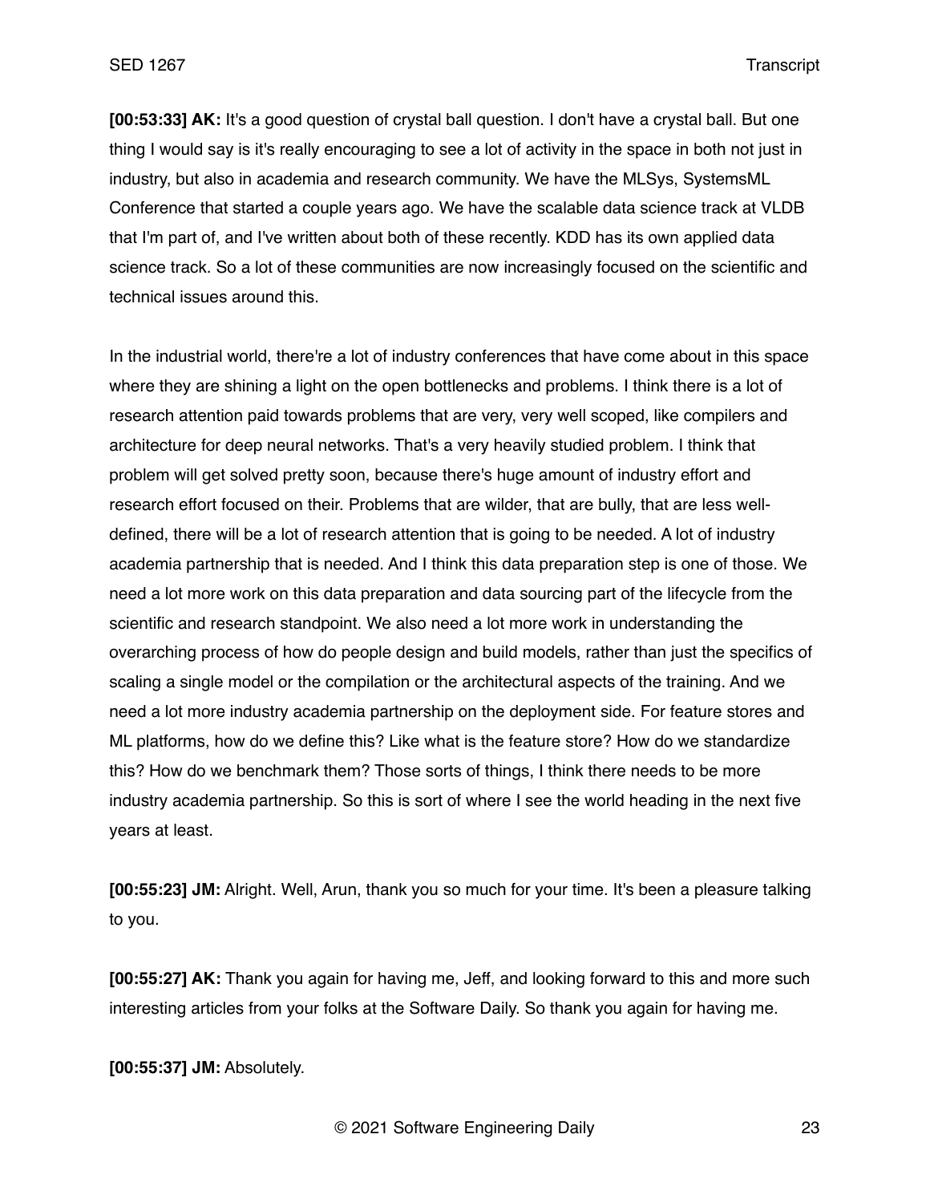**[00:53:33] AK:** It's a good question of crystal ball question. I don't have a crystal ball. But one thing I would say is it's really encouraging to see a lot of activity in the space in both not just in industry, but also in academia and research community. We have the MLSys, SystemsML Conference that started a couple years ago. We have the scalable data science track at VLDB that I'm part of, and I've written about both of these recently. KDD has its own applied data science track. So a lot of these communities are now increasingly focused on the scientific and technical issues around this.

In the industrial world, there're a lot of industry conferences that have come about in this space where they are shining a light on the open bottlenecks and problems. I think there is a lot of research attention paid towards problems that are very, very well scoped, like compilers and architecture for deep neural networks. That's a very heavily studied problem. I think that problem will get solved pretty soon, because there's huge amount of industry effort and research effort focused on their. Problems that are wilder, that are bully, that are less well-defined, there will be a lot of research attention that is going to be needed. A lot of industry academia partnership that is needed. And I think this data preparation step is one of those. We need a lot more work on this data preparation and data sourcing part of the lifecycle from the scientific and research standpoint. We also need a lot more work in understanding the overarching process of how do people design and build models, rather than just the specifics of scaling a single model or the compilation or the architectural aspects of the training. And we need a lot more industry academia partnership on the deployment side. For feature stores and ML platforms, how do we define this? Like what is the feature store? How do we standardize this? How do we benchmark them? Those sorts of things, I think there needs to be more industry academia partnership. So this is sort of where I see the world heading in the next five years at least.

**[00:55:23] JM:** Alright. Well, Arun, thank you so much for your time. It's been a pleasure talking to you.

**[00:55:27] AK:** Thank you again for having me, Jeff, and looking forward to this and more such interesting articles from your folks at the Software Daily. So thank you again for having me.

**[00:55:37] JM:** Absolutely.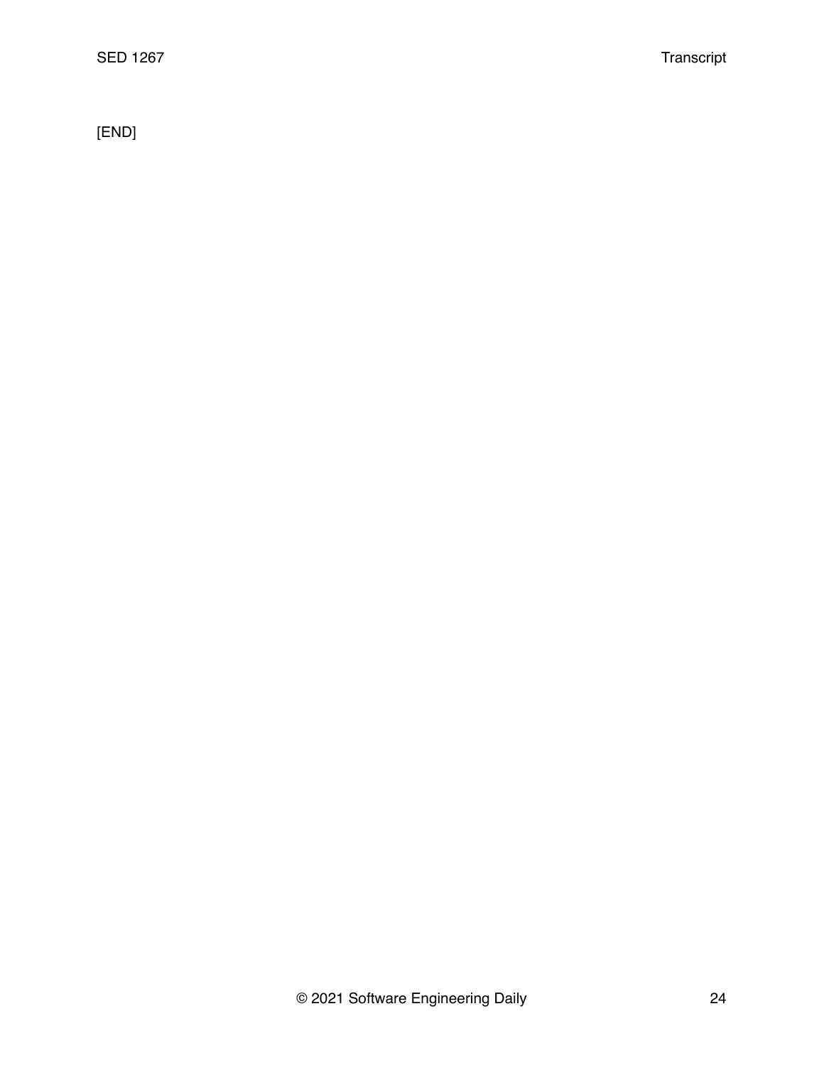[END]